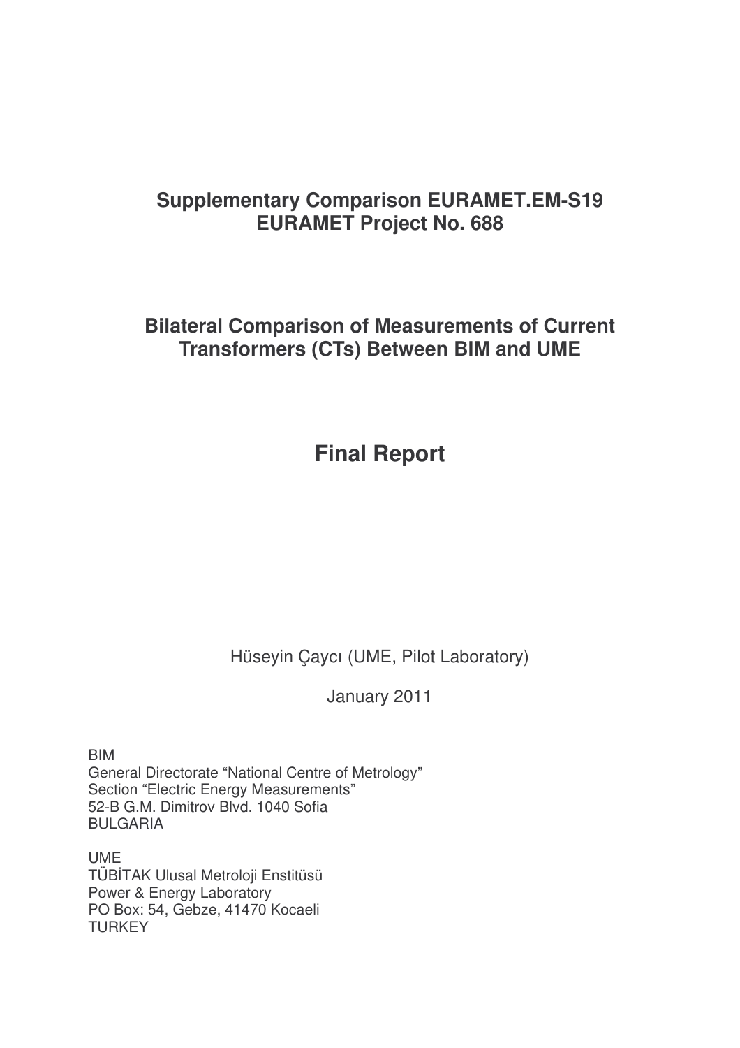# Supplementary Comparison EURAMET.EM-S19
# EURAMET Project No. 688

## Bilateral Comparison of Measurements of Current Transformers (CTs) Between BIM and UME

## Final Report

Hüseyin Çaycı (UME, Pilot Laboratory)

January 2011

BIM
General Directorate "National Centre of Metrology"
Section "Electric Energy Measurements"
52-B G.M. Dimitrov Blvd. 1040 Sofia
BULGARIA

UME
TÜBİTAK Ulusal Metroloji Enstitüsü
Power & Energy Laboratory
PO Box: 54, Gebze, 41470 Kocaeli
TURKEY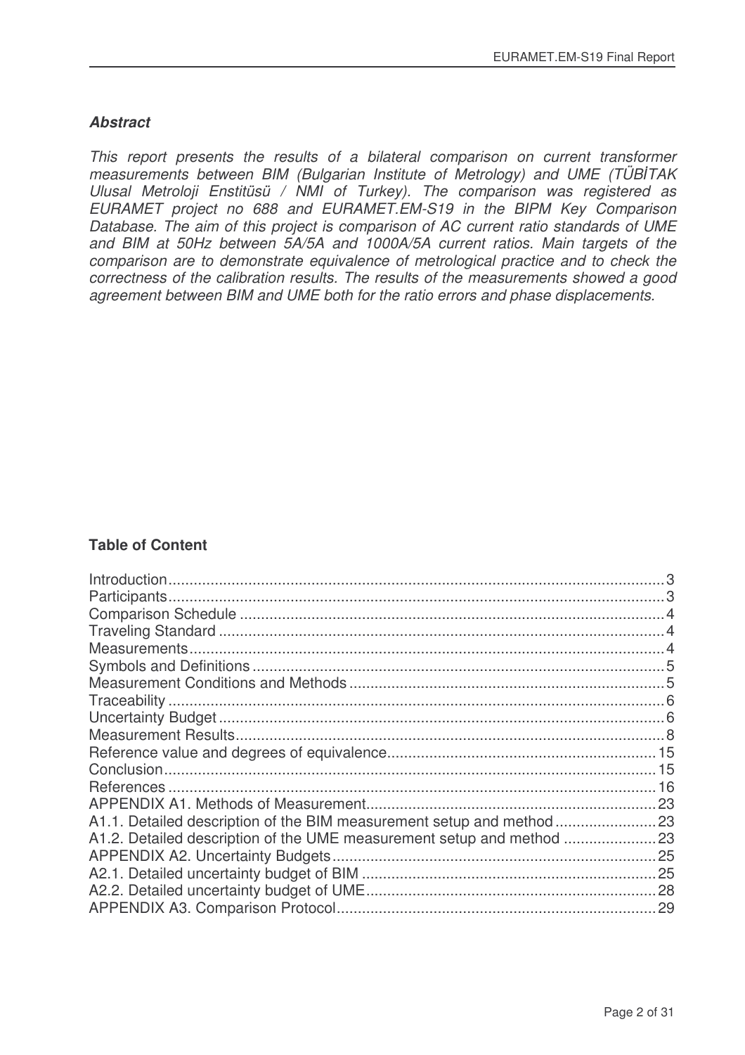### *Abstract*

*This report presents the results of a bilateral comparison on current transformer measurements between BIM (Bulgarian Institute of Metrology) and UME (TÜBİTAK Ulusal Metroloji Enstitüsü / NMI of Turkey). The comparison was registered as EURAMET project no 688 and EURAMET.EM-S19 in the BIPM Key Comparison Database. The aim of this project is comparison of AC current ratio standards of UME and BIM at 50Hz between 5A/5A and 1000A/5A current ratios. Main targets of the comparison are to demonstrate equivalence of metrological practice and to check the correctness of the calibration results. The results of the measurements showed a good agreement between BIM and UME both for the ratio errors and phase displacements.*

### Table of Content

Introduction.....3
Participants.....3
Comparison Schedule.....4
Traveling Standard.....4
Measurements.....4
Symbols and Definitions.....5
Measurement Conditions and Methods.....5
Traceability.....6
Uncertainty Budget.....6
Measurement Results.....8
Reference value and degrees of equivalence.....15
Conclusion.....15
References.....16
APPENDIX A1. Methods of Measurement.....23
A1.1. Detailed description of the BIM measurement setup and method.....23
A1.2. Detailed description of the UME measurement setup and method.....23
APPENDIX A2. Uncertainty Budgets.....25
A2.1. Detailed uncertainty budget of BIM.....25
A2.2. Detailed uncertainty budget of UME.....28
APPENDIX A3. Comparison Protocol.....29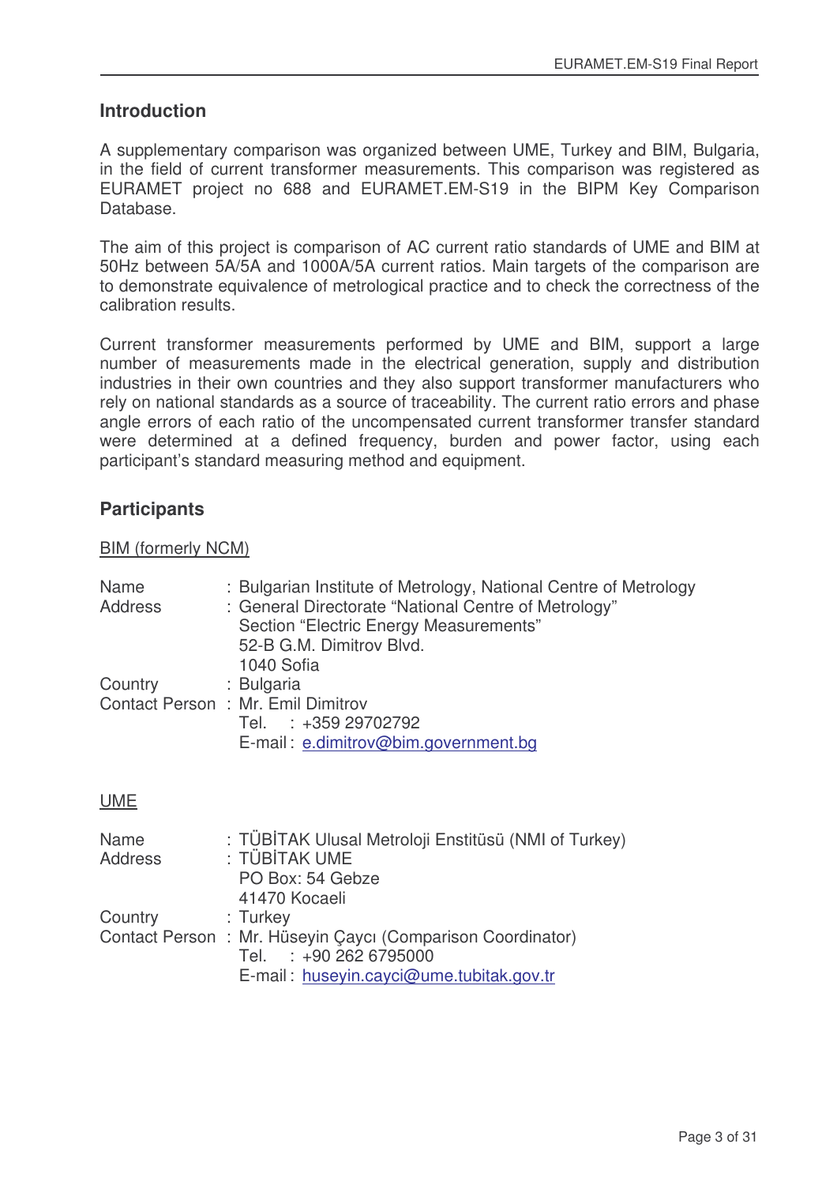## Introduction

A supplementary comparison was organized between UME, Turkey and BIM, Bulgaria, in the field of current transformer measurements. This comparison was registered as EURAMET project no 688 and EURAMET.EM-S19 in the BIPM Key Comparison Database.

The aim of this project is comparison of AC current ratio standards of UME and BIM at 50Hz between 5A/5A and 1000A/5A current ratios. Main targets of the comparison are to demonstrate equivalence of metrological practice and to check the correctness of the calibration results.

Current transformer measurements performed by UME and BIM, support a large number of measurements made in the electrical generation, supply and distribution industries in their own countries and they also support transformer manufacturers who rely on national standards as a source of traceability. The current ratio errors and phase angle errors of each ratio of the uncompensated current transformer transfer standard were determined at a defined frequency, burden and power factor, using each participant's standard measuring method and equipment.

## Participants

BIM (formerly NCM)

Name : Bulgarian Institute of Metrology, National Centre of Metrology
Address : General Directorate "National Centre of Metrology"
Section "Electric Energy Measurements"
52-B G.M. Dimitrov Blvd.
1040 Sofia
Country : Bulgaria
Contact Person : Mr. Emil Dimitrov
Tel. : +359 29702792
E-mail : e.dimitrov@bim.government.bg

UME

Name : TÜBİTAK Ulusal Metroloji Enstitüsü (NMI of Turkey)
Address : TÜBİTAK UME
PO Box: 54 Gebze
41470 Kocaeli
Country : Turkey
Contact Person : Mr. Hüseyin Çaycı (Comparison Coordinator)
Tel. : +90 262 6795000
E-mail : huseyin.cayci@ume.tubitak.gov.tr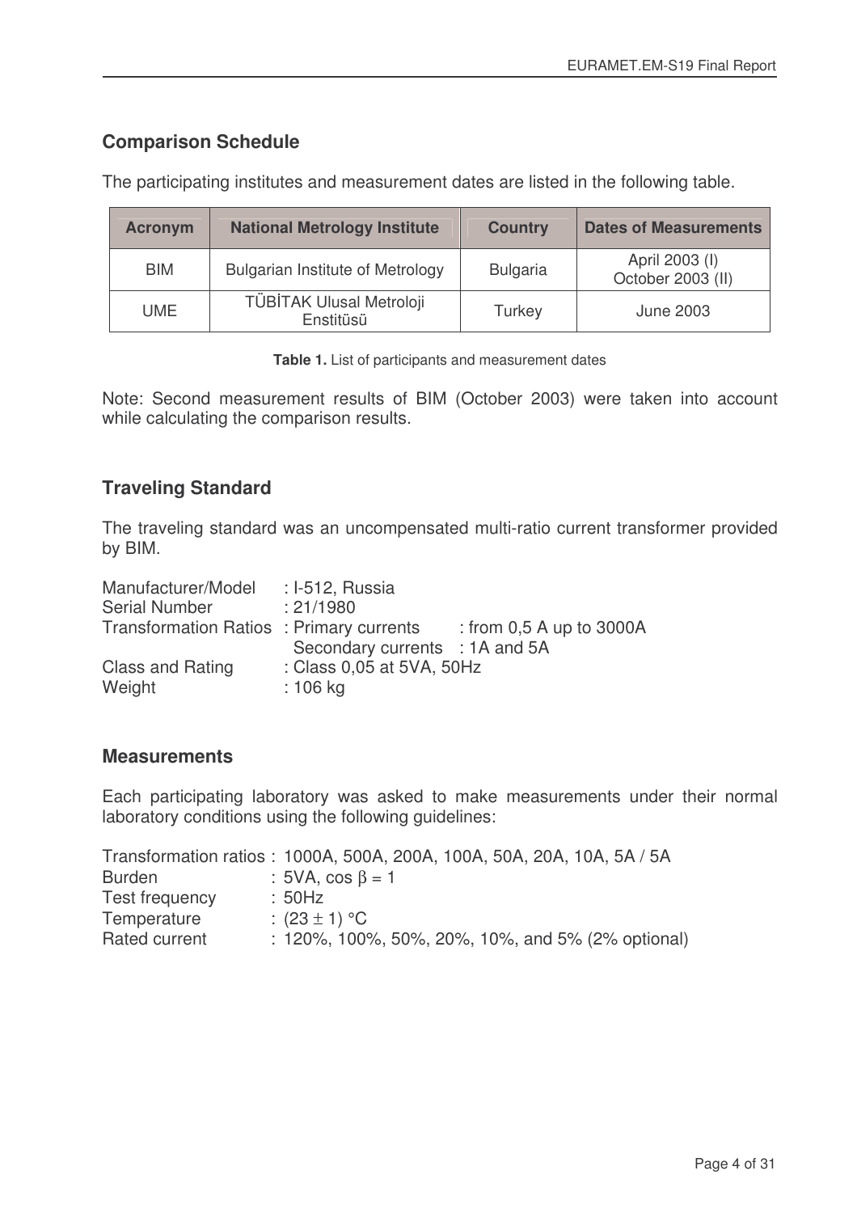## Comparison Schedule

The participating institutes and measurement dates are listed in the following table.

| Acronym | National Metrology Institute | Country | Dates of Measurements |
|---|---|---|---|
| BIM | Bulgarian Institute of Metrology | Bulgaria | April 2003 (I)<br>October 2003 (II) |
| UME | TÜBİTAK Ulusal Metroloji Enstitüsü | Turkey | June 2003 |

**Table 1.** List of participants and measurement dates

Note: Second measurement results of BIM (October 2003) were taken into account while calculating the comparison results.

## Traveling Standard

The traveling standard was an uncompensated multi-ratio current transformer provided by BIM.

Manufacturer/Model : I-512, Russia
Serial Number : 21/1980
Transformation Ratios : Primary currents : from 0,5 A up to 3000A
Secondary currents : 1A and 5A
Class and Rating : Class 0,05 at 5VA, 50Hz
Weight : 106 kg

## Measurements

Each participating laboratory was asked to make measurements under their normal laboratory conditions using the following guidelines:

Transformation ratios : 1000A, 500A, 200A, 100A, 50A, 20A, 10A, 5A / 5A
Burden : 5VA, $\cos \beta = 1$
Test frequency : 50Hz
Temperature : $(23 \pm 1)$ °C
Rated current : 120%, 100%, 50%, 20%, 10%, and 5% (2% optional)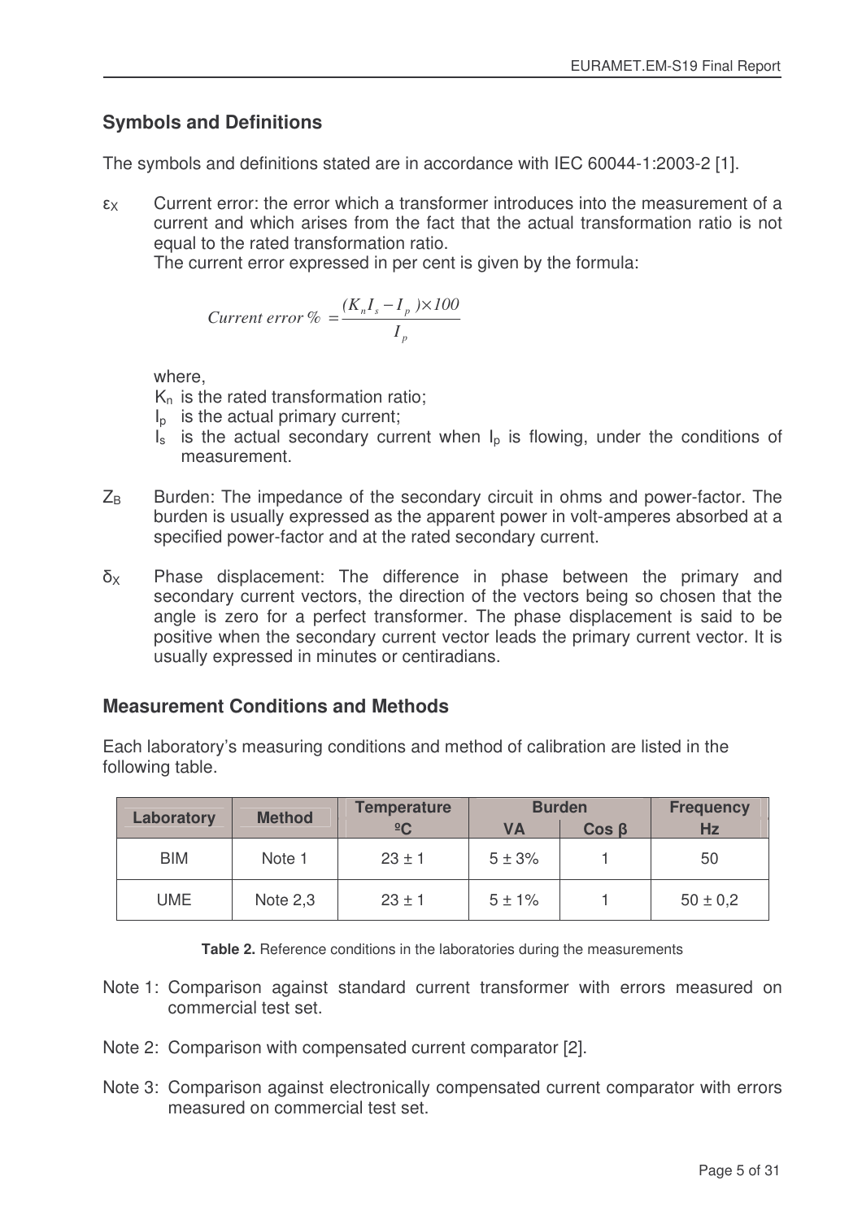## Symbols and Definitions

The symbols and definitions stated are in accordance with IEC 60044-1:2003-2 [1].

$\varepsilon_X$ Current error: the error which a transformer introduces into the measurement of a current and which arises from the fact that the actual transformation ratio is not equal to the rated transformation ratio.
The current error expressed in per cent is given by the formula:

$$Current\ error\ \% = \frac{(K_n I_s - I_p) \times 100}{I_p}$$

where,

$K_n$ is the rated transformation ratio;
$I_p$ is the actual primary current;
$I_s$ is the actual secondary current when $I_p$ is flowing, under the conditions of measurement.

$Z_B$ Burden: The impedance of the secondary circuit in ohms and power-factor. The burden is usually expressed as the apparent power in volt-amperes absorbed at a specified power-factor and at the rated secondary current.

$\delta_X$ Phase displacement: The difference in phase between the primary and secondary current vectors, the direction of the vectors being so chosen that the angle is zero for a perfect transformer. The phase displacement is said to be positive when the secondary current vector leads the primary current vector. It is usually expressed in minutes or centiradians.

## Measurement Conditions and Methods

Each laboratory's measuring conditions and method of calibration are listed in the following table.

| Laboratory | Method | Temperature ºC | Burden | | Frequency Hz |
|---|---|---|---|---|---|
| | | | VA | Cos β | |
| BIM | Note 1 | 23 ± 1 | 5 ± 3% | 1 | 50 |
| UME | Note 2,3 | 23 ± 1 | 5 ± 1% | 1 | 50 ± 0,2 |

**Table 2.** Reference conditions in the laboratories during the measurements

Note 1: Comparison against standard current transformer with errors measured on commercial test set.

Note 2: Comparison with compensated current comparator [2].

Note 3: Comparison against electronically compensated current comparator with errors measured on commercial test set.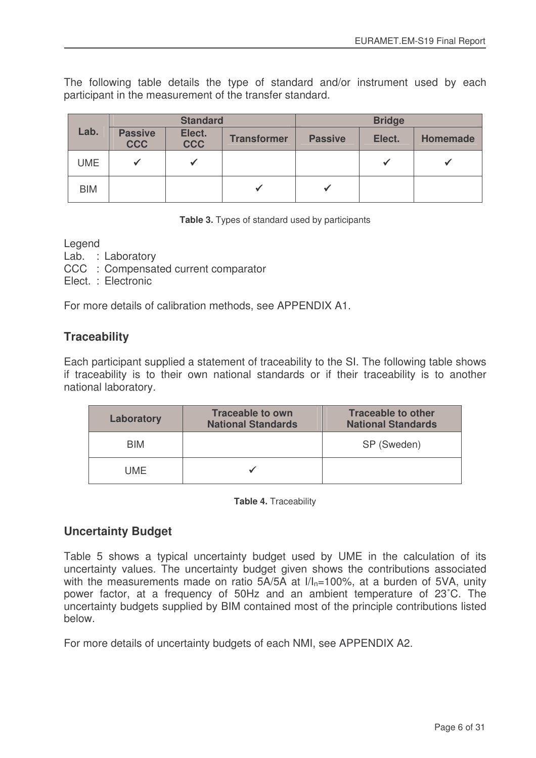The following table details the type of standard and/or instrument used by each participant in the measurement of the transfer standard.

| Lab. | Standard | | | Bridge | | |
|---|---|---|---|---|---|---|
| | Passive CCC | Elect. CCC | Transformer | Passive | Elect. | Homemade |
| UME | ✓ | ✓ | | | ✓ | ✓ |
| BIM | | | ✓ | ✓ | | |

**Table 3.** Types of standard used by participants

Legend
Lab. : Laboratory
CCC : Compensated current comparator
Elect. : Electronic

For more details of calibration methods, see APPENDIX A1.

## Traceability

Each participant supplied a statement of traceability to the SI. The following table shows if traceability is to their own national standards or if their traceability is to another national laboratory.

| Laboratory | Traceable to own National Standards | Traceable to other National Standards |
|---|---|---|
| BIM | | SP (Sweden) |
| UME | ✓ | |

**Table 4.** Traceability

## Uncertainty Budget

Table 5 shows a typical uncertainty budget used by UME in the calculation of its uncertainty values. The uncertainty budget given shows the contributions associated with the measurements made on ratio 5A/5A at $I/I_n$=100%, at a burden of 5VA, unity power factor, at a frequency of 50Hz and an ambient temperature of 23˚C. The uncertainty budgets supplied by BIM contained most of the principle contributions listed below.

For more details of uncertainty budgets of each NMI, see APPENDIX A2.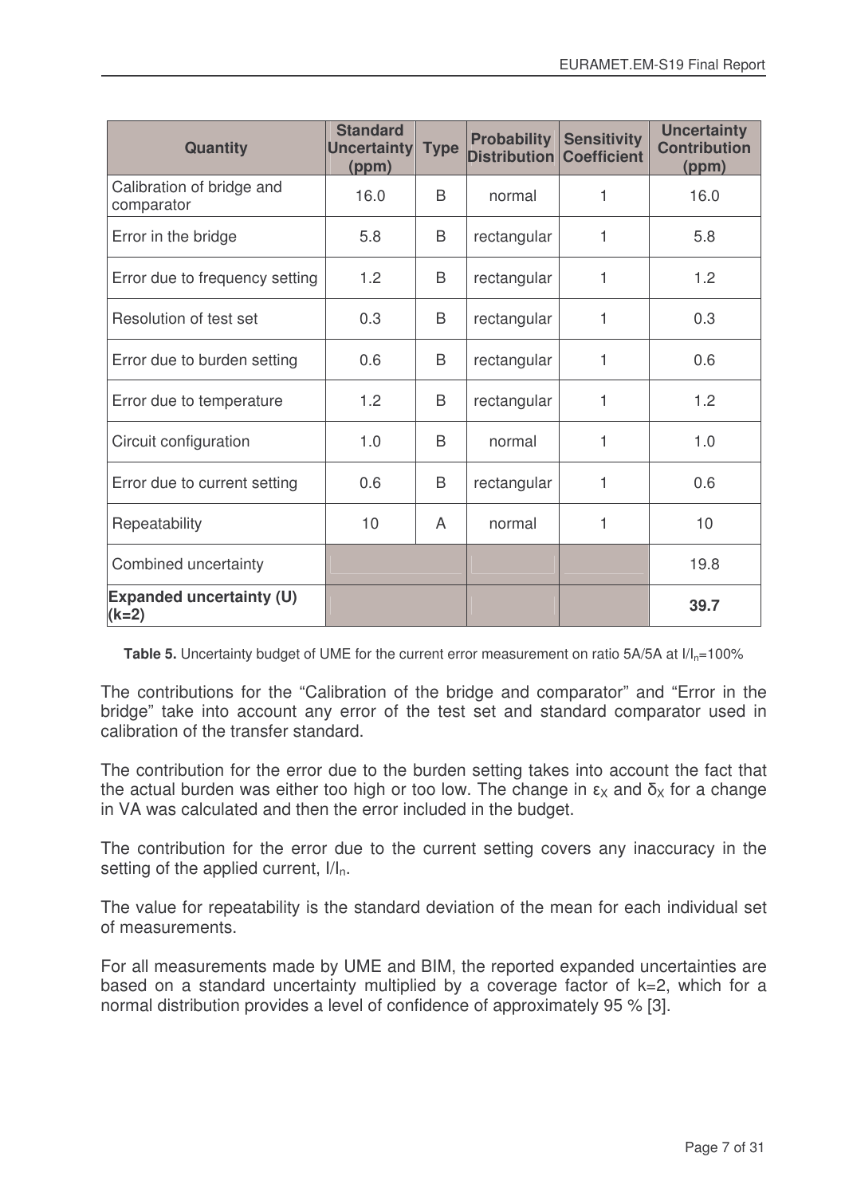| Quantity | Standard Uncertainty (ppm) | Type | Probability Distribution | Sensitivity Coefficient | Uncertainty Contribution (ppm) |
|---|---|---|---|---|---|
| Calibration of bridge and comparator | 16.0 | B | normal | 1 | 16.0 |
| Error in the bridge | 5.8 | B | rectangular | 1 | 5.8 |
| Error due to frequency setting | 1.2 | B | rectangular | 1 | 1.2 |
| Resolution of test set | 0.3 | B | rectangular | 1 | 0.3 |
| Error due to burden setting | 0.6 | B | rectangular | 1 | 0.6 |
| Error due to temperature | 1.2 | B | rectangular | 1 | 1.2 |
| Circuit configuration | 1.0 | B | normal | 1 | 1.0 |
| Error due to current setting | 0.6 | B | rectangular | 1 | 0.6 |
| Repeatability | 10 | A | normal | 1 | 10 |
| Combined uncertainty | | | | | 19.8 |
| **Expanded uncertainty (U) (k=2)** | | | | | **39.7** |

**Table 5.** Uncertainty budget of UME for the current error measurement on ratio 5A/5A at $I/I_n$=100%

The contributions for the "Calibration of the bridge and comparator" and "Error in the bridge" take into account any error of the test set and standard comparator used in calibration of the transfer standard.

The contribution for the error due to the burden setting takes into account the fact that the actual burden was either too high or too low. The change in $\varepsilon_X$ and $\delta_X$ for a change in VA was calculated and then the error included in the budget.

The contribution for the error due to the current setting covers any inaccuracy in the setting of the applied current, $I/I_n$.

The value for repeatability is the standard deviation of the mean for each individual set of measurements.

For all measurements made by UME and BIM, the reported expanded uncertainties are based on a standard uncertainty multiplied by a coverage factor of k=2, which for a normal distribution provides a level of confidence of approximately 95 % [3].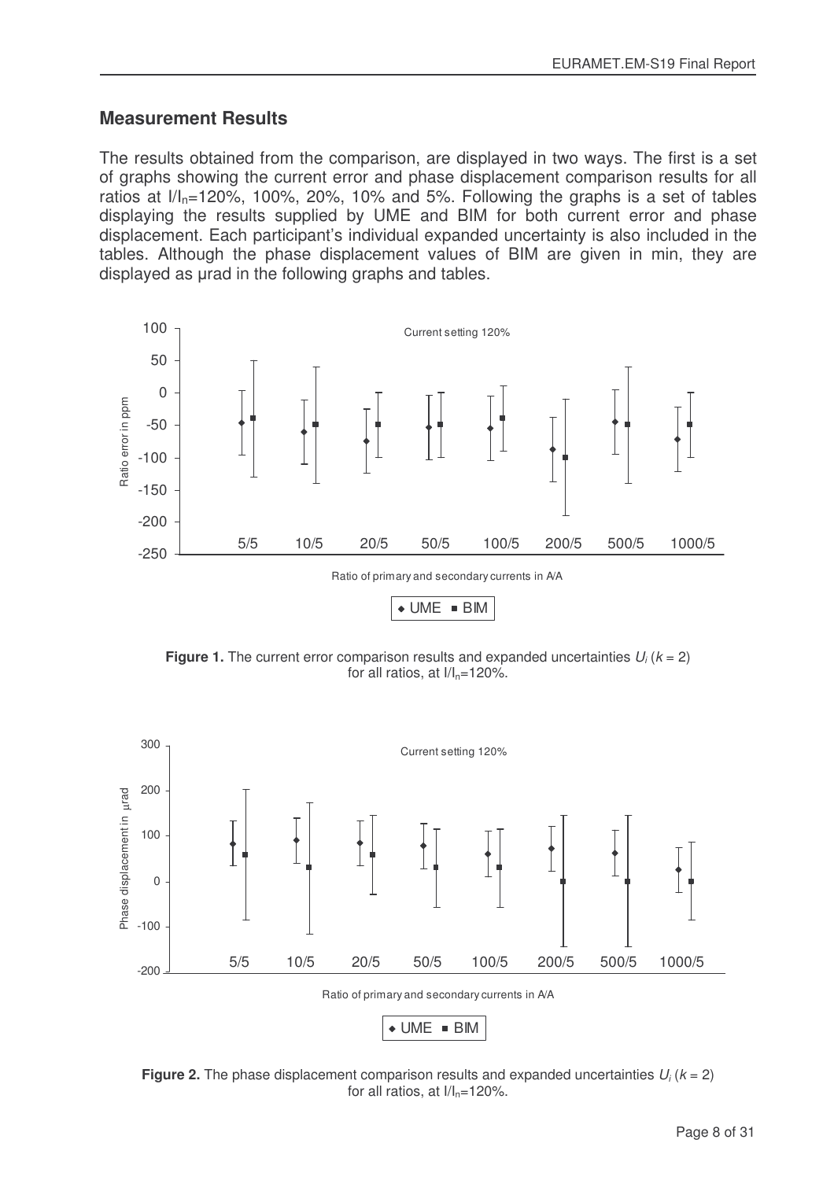## Measurement Results

The results obtained from the comparison, are displayed in two ways. The first is a set of graphs showing the current error and phase displacement comparison results for all ratios at $I/I_n$=120%, 100%, 20%, 10% and 5%. Following the graphs is a set of tables displaying the results supplied by UME and BIM for both current error and phase displacement. Each participant's individual expanded uncertainty is also included in the tables. Although the phase displacement values of BIM are given in min, they are displayed as µrad in the following graphs and tables.

**Figure 1.** The current error comparison results and expanded uncertainties $U_i$ ($k$ = 2) for all ratios, at $I/I_n$=120%.

**Figure 2.** The phase displacement comparison results and expanded uncertainties $U_i$ ($k$ = 2) for all ratios, at $I/I_n$=120%.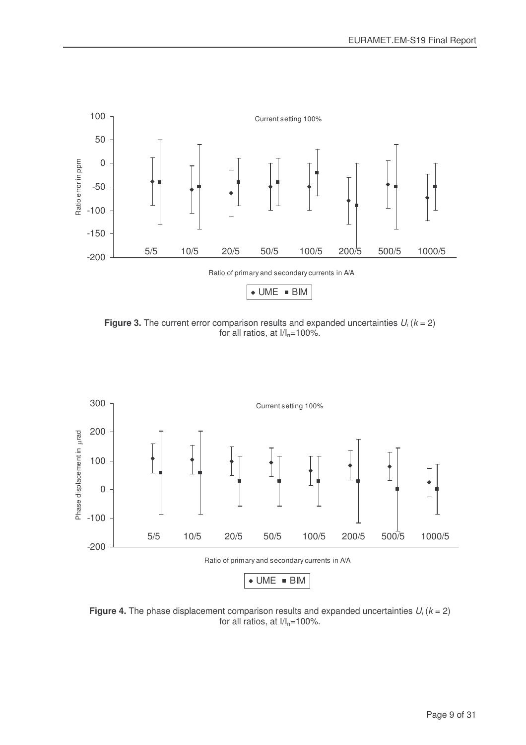**Figure 3.** The current error comparison results and expanded uncertainties $U_i$ ($k$ = 2) for all ratios, at $I/I_n$=100%.

**Figure 4.** The phase displacement comparison results and expanded uncertainties $U_i$ ($k$ = 2) for all ratios, at $I/I_n$=100%.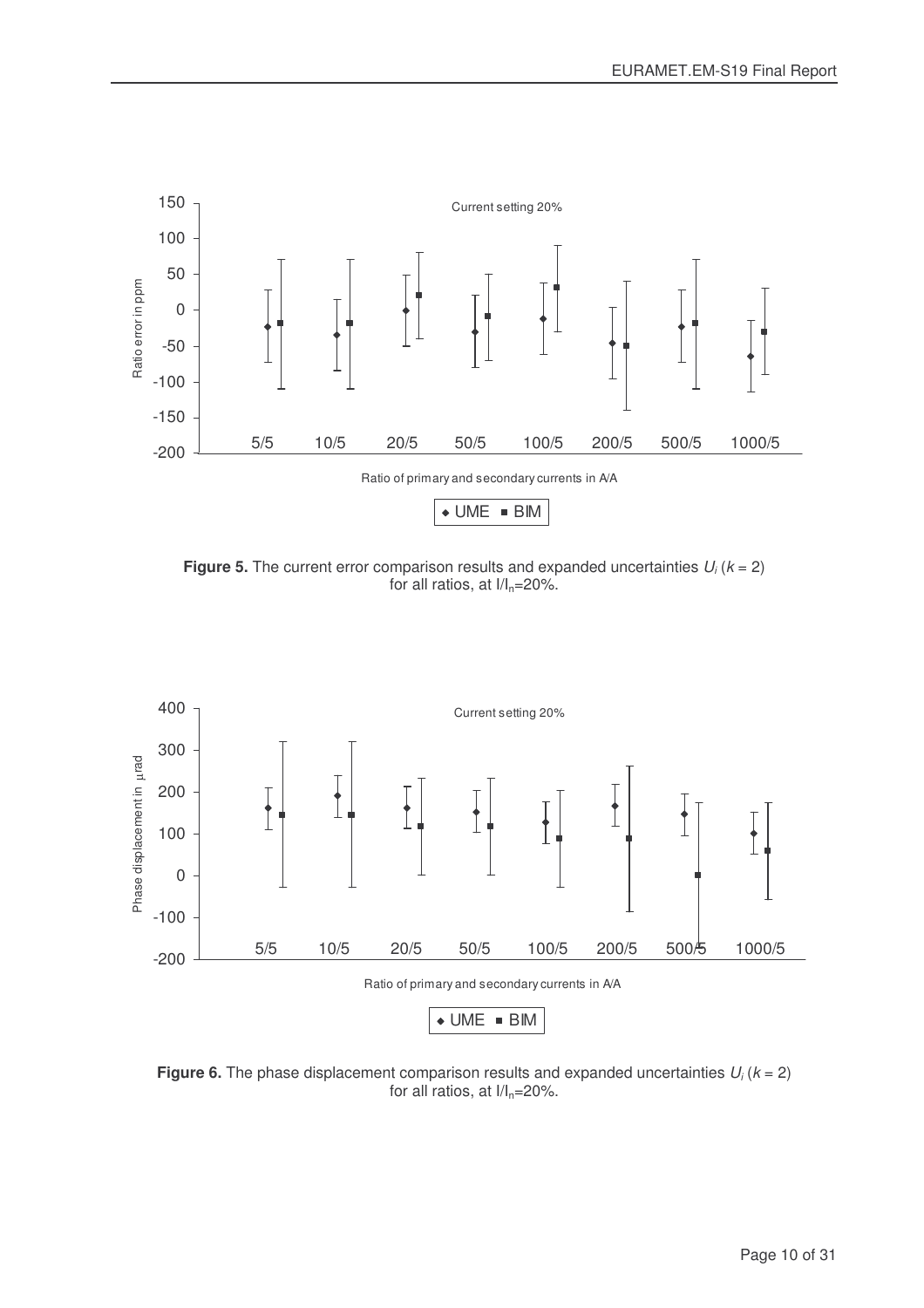**Figure 5.** The current error comparison results and expanded uncertainties $U_i$ ($k$ = 2) for all ratios, at $I/I_n$=20%.

**Figure 6.** The phase displacement comparison results and expanded uncertainties $U_i$ ($k$ = 2) for all ratios, at $I/I_n$=20%.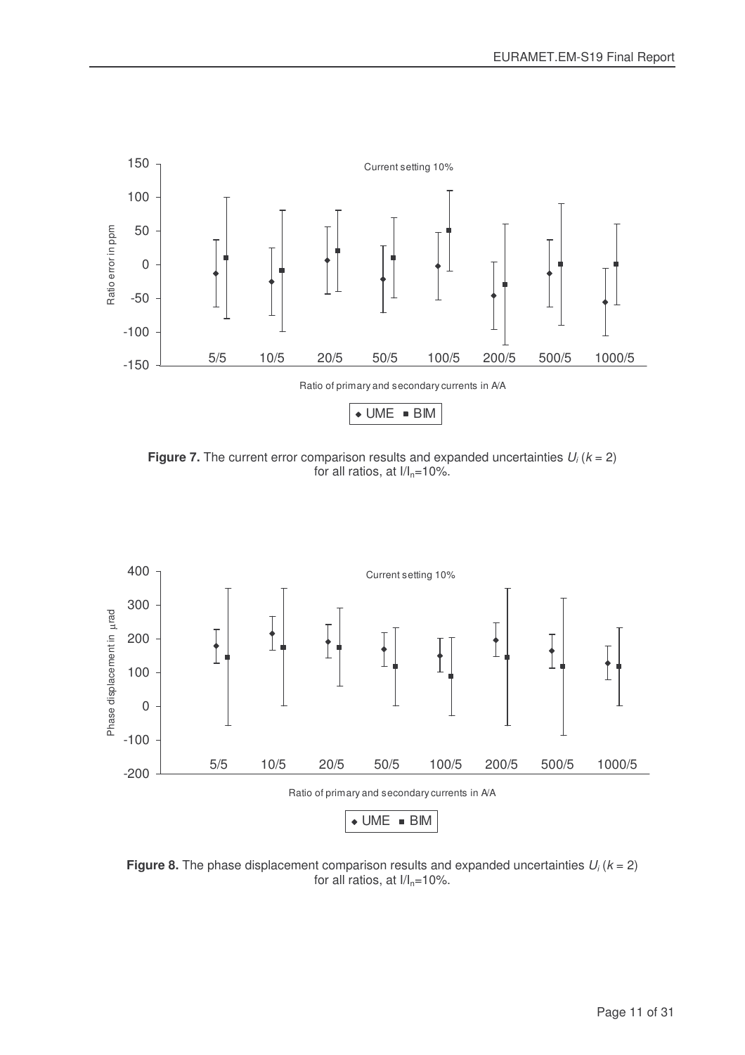**Figure 7.** The current error comparison results and expanded uncertainties $U_i$ ($k$ = 2) for all ratios, at $I/I_n$=10%.

**Figure 8.** The phase displacement comparison results and expanded uncertainties $U_i$ ($k$ = 2) for all ratios, at $I/I_n$=10%.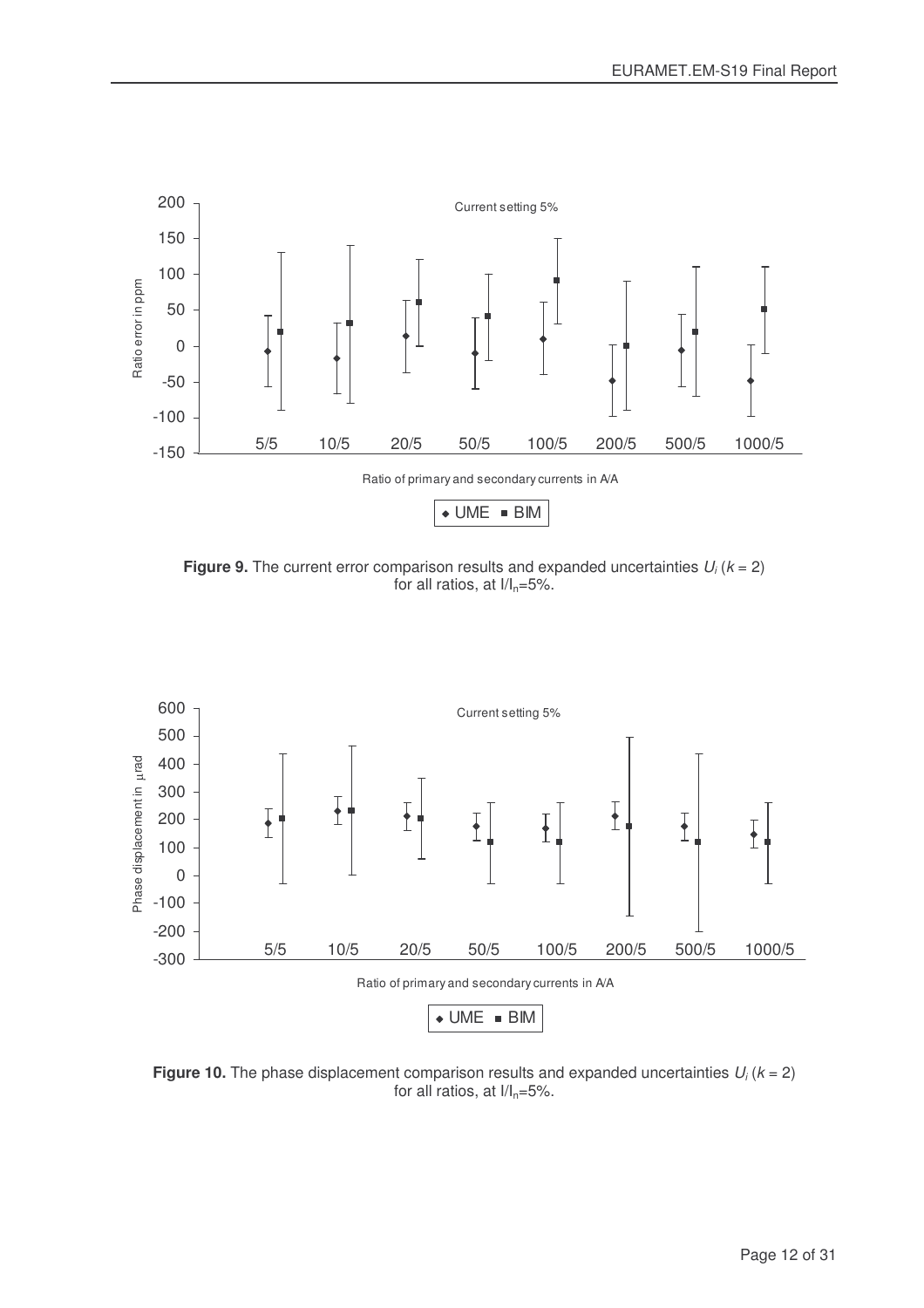**Figure 9.** The current error comparison results and expanded uncertainties $U_i$ ($k$ = 2) for all ratios, at $I/I_n$=5%.

**Figure 10.** The phase displacement comparison results and expanded uncertainties $U_i$ ($k$ = 2) for all ratios, at $I/I_n$=5%.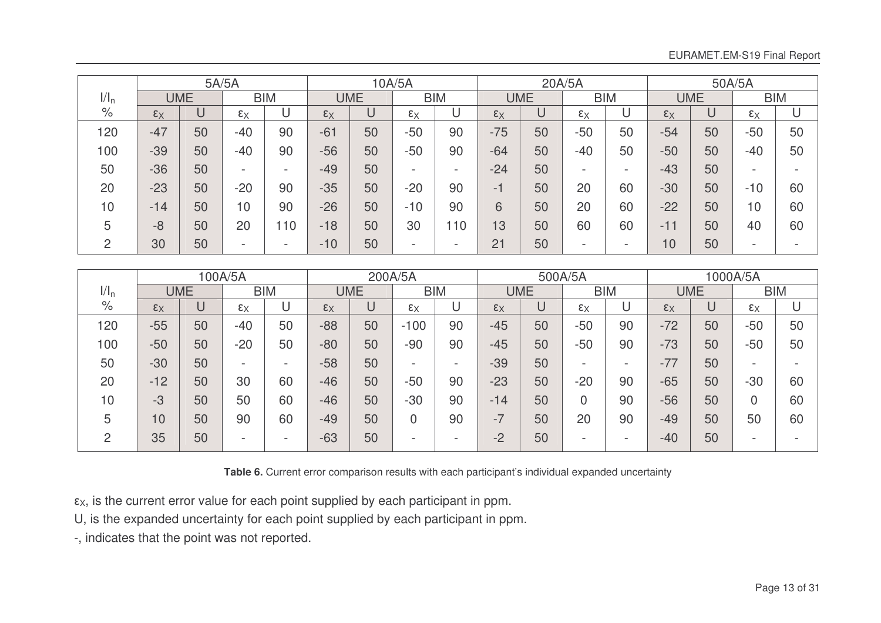| $I/I_n$ | 5A/5A | | | | 10A/5A | | | | 20A/5A | | | | 50A/5A | | | |
|---|---|---|---|---|---|---|---|---|---|---|---|---|---|---|---|---|
| | UME | | BIM | | UME | | BIM | | UME | | BIM | | UME | | BIM | |
| % | $\varepsilon_X$ | U | $\varepsilon_X$ | U | $\varepsilon_X$ | U | $\varepsilon_X$ | U | $\varepsilon_X$ | U | $\varepsilon_X$ | U | $\varepsilon_X$ | U | $\varepsilon_X$ | U |
| 120 | -47 | 50 | -40 | 90 | -61 | 50 | -50 | 90 | -75 | 50 | -50 | 50 | -54 | 50 | -50 | 50 |
| 100 | -39 | 50 | -40 | 90 | -56 | 50 | -50 | 90 | -64 | 50 | -40 | 50 | -50 | 50 | -40 | 50 |
| 50 | -36 | 50 | - | - | -49 | 50 | - | - | -24 | 50 | - | - | -43 | 50 | - | - |
| 20 | -23 | 50 | -20 | 90 | -35 | 50 | -20 | 90 | -1 | 50 | 20 | 60 | -30 | 50 | -10 | 60 |
| 10 | -14 | 50 | 10 | 90 | -26 | 50 | -10 | 90 | 6 | 50 | 20 | 60 | -22 | 50 | 10 | 60 |
| 5 | -8 | 50 | 20 | 110 | -18 | 50 | 30 | 110 | 13 | 50 | 60 | 60 | -11 | 50 | 40 | 60 |
| 2 | 30 | 50 | - | - | -10 | 50 | - | - | 21 | 50 | - | - | 10 | 50 | - | - |

| $I/I_n$ | 100A/5A | | | | 200A/5A | | | | 500A/5A | | | | 1000A/5A | | | |
|---|---|---|---|---|---|---|---|---|---|---|---|---|---|---|---|---|
| | UME | | BIM | | UME | | BIM | | UME | | BIM | | UME | | BIM | |
| % | $\varepsilon_X$ | U | $\varepsilon_X$ | U | $\varepsilon_X$ | U | $\varepsilon_X$ | U | $\varepsilon_X$ | U | $\varepsilon_X$ | U | $\varepsilon_X$ | U | $\varepsilon_X$ | U |
| 120 | -55 | 50 | -40 | 50 | -88 | 50 | -100 | 90 | -45 | 50 | -50 | 90 | -72 | 50 | -50 | 50 |
| 100 | -50 | 50 | -20 | 50 | -80 | 50 | -90 | 90 | -45 | 50 | -50 | 90 | -73 | 50 | -50 | 50 |
| 50 | -30 | 50 | - | - | -58 | 50 | - | - | -39 | 50 | - | - | -77 | 50 | - | - |
| 20 | -12 | 50 | 30 | 60 | -46 | 50 | -50 | 90 | -23 | 50 | -20 | 90 | -65 | 50 | -30 | 60 |
| 10 | -3 | 50 | 50 | 60 | -46 | 50 | -30 | 90 | -14 | 50 | 0 | 90 | -56 | 50 | 0 | 60 |
| 5 | 10 | 50 | 90 | 60 | -49 | 50 | 0 | 90 | -7 | 50 | 20 | 90 | -49 | 50 | 50 | 60 |
| 2 | 35 | 50 | - | - | -63 | 50 | - | - | -2 | 50 | - | - | -40 | 50 | - | - |

**Table 6.** Current error comparison results with each participant's individual expanded uncertainty

$\varepsilon_X$, is the current error value for each point supplied by each participant in ppm.

U, is the expanded uncertainty for each point supplied by each participant in ppm.

-, indicates that the point was not reported.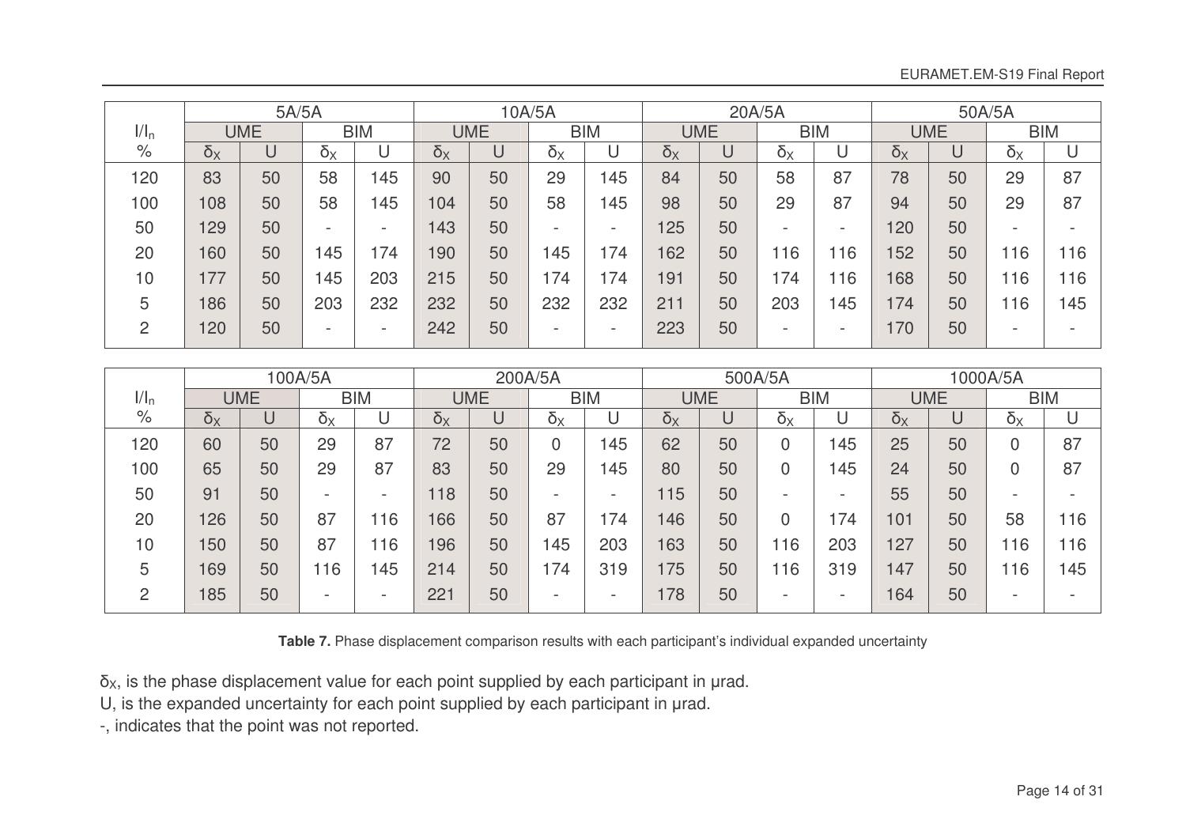| $I/I_n$ | 5A/5A | | | | 10A/5A | | | | 20A/5A | | | | 50A/5A | | | |
|---|---|---|---|---|---|---|---|---|---|---|---|---|---|---|---|---|
| | UME | | BIM | | UME | | BIM | | UME | | BIM | | UME | | BIM | |
| % | $\delta_X$ | U | $\delta_X$ | U | $\delta_X$ | U | $\delta_X$ | U | $\delta_X$ | U | $\delta_X$ | U | $\delta_X$ | U | $\delta_X$ | U |
| 120 | 83 | 50 | 58 | 145 | 90 | 50 | 29 | 145 | 84 | 50 | 58 | 87 | 78 | 50 | 29 | 87 |
| 100 | 108 | 50 | 58 | 145 | 104 | 50 | 58 | 145 | 98 | 50 | 29 | 87 | 94 | 50 | 29 | 87 |
| 50 | 129 | 50 | - | - | 143 | 50 | - | - | 125 | 50 | - | - | 120 | 50 | - | - |
| 20 | 160 | 50 | 145 | 174 | 190 | 50 | 145 | 174 | 162 | 50 | 116 | 116 | 152 | 50 | 116 | 116 |
| 10 | 177 | 50 | 145 | 203 | 215 | 50 | 174 | 174 | 191 | 50 | 174 | 116 | 168 | 50 | 116 | 116 |
| 5 | 186 | 50 | 203 | 232 | 232 | 50 | 232 | 232 | 211 | 50 | 203 | 145 | 174 | 50 | 116 | 145 |
| 2 | 120 | 50 | - | - | 242 | 50 | - | - | 223 | 50 | - | - | 170 | 50 | - | - |

| $I/I_n$ | 100A/5A | | | | 200A/5A | | | | 500A/5A | | | | 1000A/5A | | | |
|---|---|---|---|---|---|---|---|---|---|---|---|---|---|---|---|---|
| | UME | | BIM | | UME | | BIM | | UME | | BIM | | UME | | BIM | |
| % | $\delta_X$ | U | $\delta_X$ | U | $\delta_X$ | U | $\delta_X$ | U | $\delta_X$ | U | $\delta_X$ | U | $\delta_X$ | U | $\delta_X$ | U |
| 120 | 60 | 50 | 29 | 87 | 72 | 50 | 0 | 145 | 62 | 50 | 0 | 145 | 25 | 50 | 0 | 87 |
| 100 | 65 | 50 | 29 | 87 | 83 | 50 | 29 | 145 | 80 | 50 | 0 | 145 | 24 | 50 | 0 | 87 |
| 50 | 91 | 50 | - | - | 118 | 50 | - | - | 115 | 50 | - | - | 55 | 50 | - | - |
| 20 | 126 | 50 | 87 | 116 | 166 | 50 | 87 | 174 | 146 | 50 | 0 | 174 | 101 | 50 | 58 | 116 |
| 10 | 150 | 50 | 87 | 116 | 196 | 50 | 145 | 203 | 163 | 50 | 116 | 203 | 127 | 50 | 116 | 116 |
| 5 | 169 | 50 | 116 | 145 | 214 | 50 | 174 | 319 | 175 | 50 | 116 | 319 | 147 | 50 | 116 | 145 |
| 2 | 185 | 50 | - | - | 221 | 50 | - | - | 178 | 50 | - | - | 164 | 50 | - | - |

**Table 7.** Phase displacement comparison results with each participant's individual expanded uncertainty

$\delta_X$, is the phase displacement value for each point supplied by each participant in µrad.

U, is the expanded uncertainty for each point supplied by each participant in µrad.

-, indicates that the point was not reported.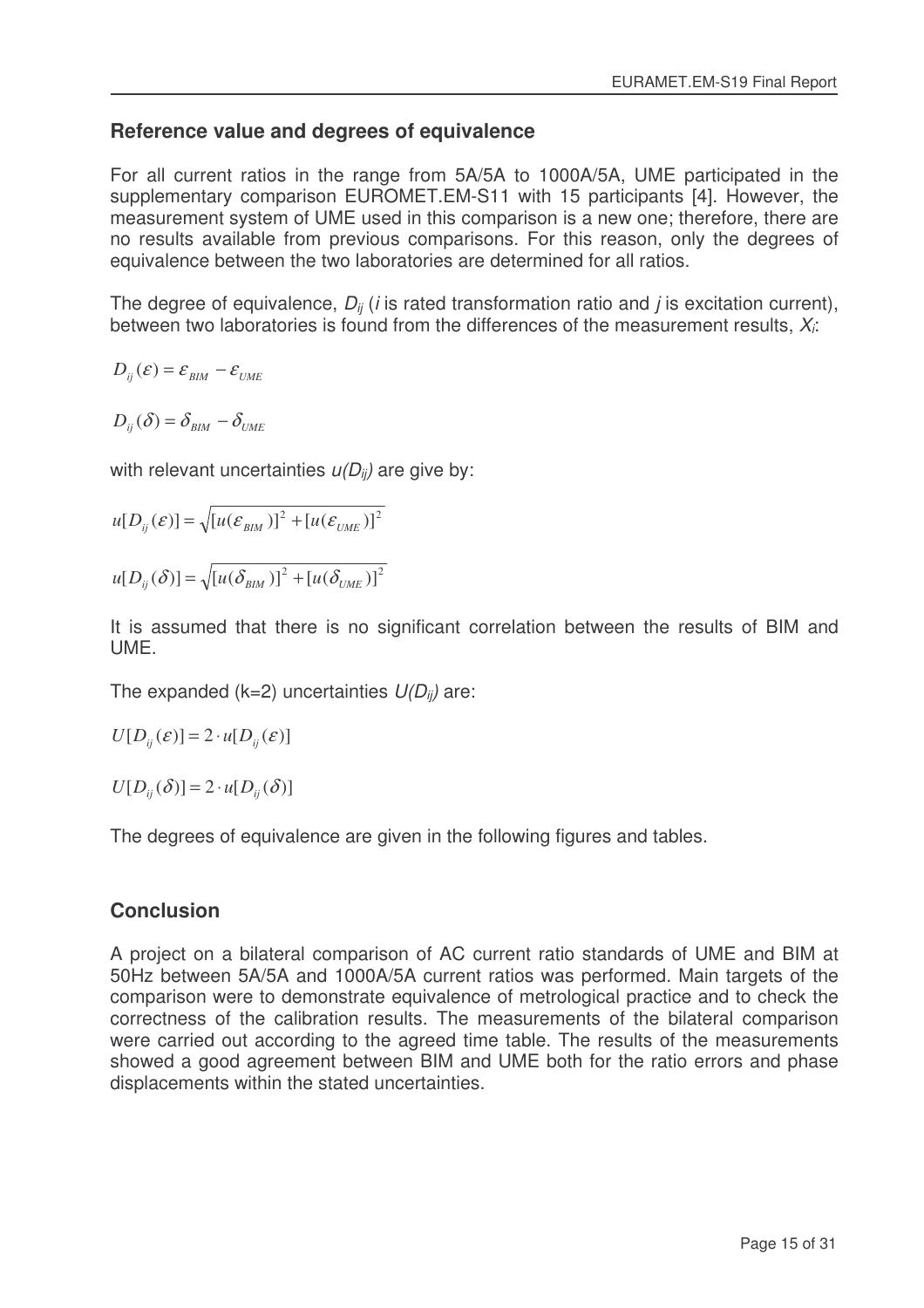## Reference value and degrees of equivalence

For all current ratios in the range from 5A/5A to 1000A/5A, UME participated in the supplementary comparison EUROMET.EM-S11 with 15 participants [4]. However, the measurement system of UME used in this comparison is a new one; therefore, there are no results available from previous comparisons. For this reason, only the degrees of equivalence between the two laboratories are determined for all ratios.

The degree of equivalence, $D_{ij}$ ($i$ is rated transformation ratio and $j$ is excitation current), between two laboratories is found from the differences of the measurement results, $X_i$:

$$D_{ij}(\varepsilon) = \varepsilon_{BIM} - \varepsilon_{UME}$$

$$D_{ij}(\delta) = \delta_{BIM} - \delta_{UME}$$

with relevant uncertainties $u(D_{ij})$ are give by:

$$u[D_{ij}(\varepsilon)] = \sqrt{[u(\varepsilon_{BIM})]^2 + [u(\varepsilon_{UME})]^2}$$

$$u[D_{ij}(\delta)] = \sqrt{[u(\delta_{BIM})]^2 + [u(\delta_{UME})]^2}$$

It is assumed that there is no significant correlation between the results of BIM and UME.

The expanded (k=2) uncertainties $U(D_{ij})$ are:

$$U[D_{ij}(\varepsilon)] = 2 \cdot u[D_{ij}(\varepsilon)]$$

$$U[D_{ij}(\delta)] = 2 \cdot u[D_{ij}(\delta)]$$

The degrees of equivalence are given in the following figures and tables.

## Conclusion

A project on a bilateral comparison of AC current ratio standards of UME and BIM at 50Hz between 5A/5A and 1000A/5A current ratios was performed. Main targets of the comparison were to demonstrate equivalence of metrological practice and to check the correctness of the calibration results. The measurements of the bilateral comparison were carried out according to the agreed time table. The results of the measurements showed a good agreement between BIM and UME both for the ratio errors and phase displacements within the stated uncertainties.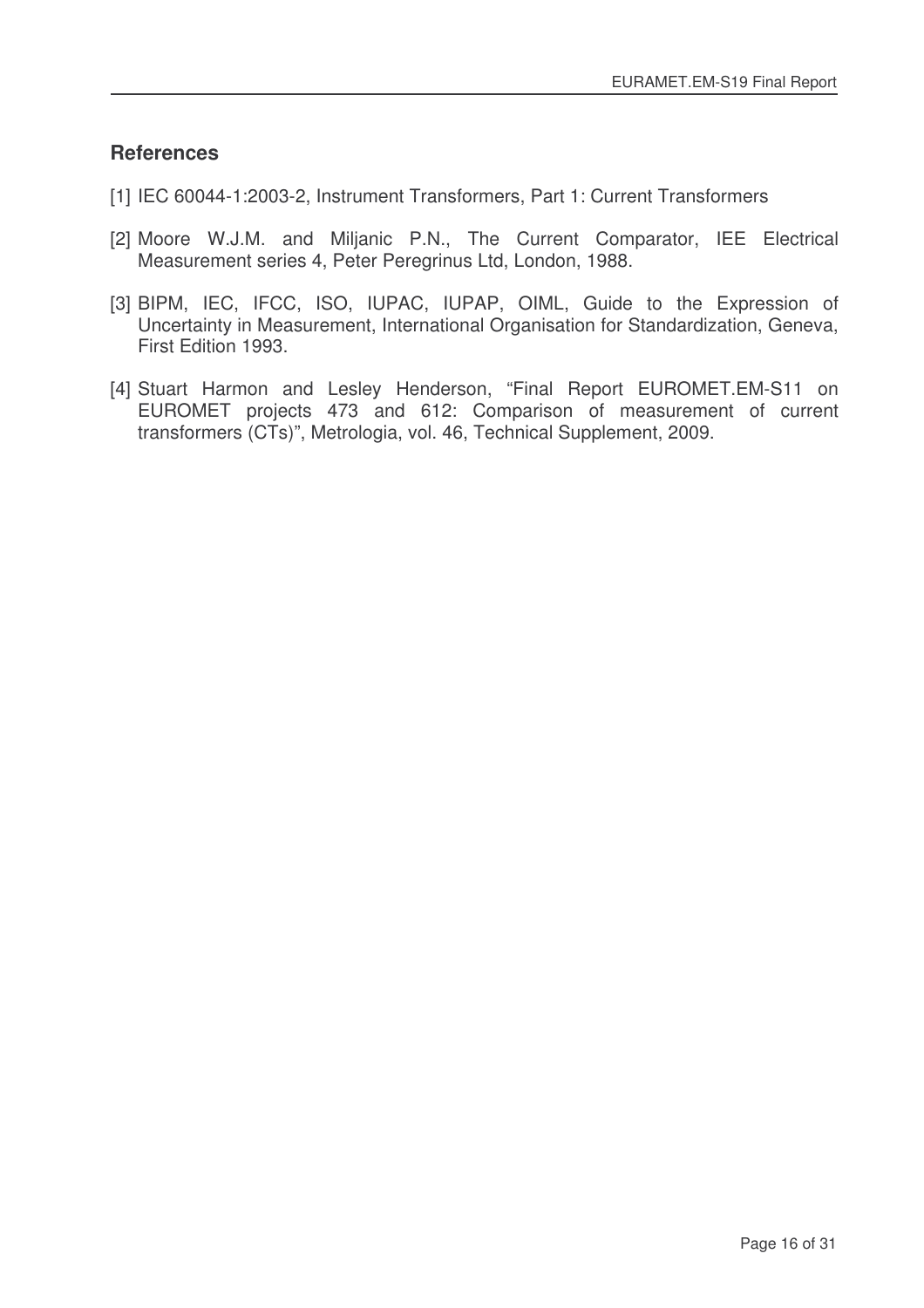## References

[1] IEC 60044-1:2003-2, Instrument Transformers, Part 1: Current Transformers

[2] Moore W.J.M. and Miljanic P.N., The Current Comparator, IEE Electrical Measurement series 4, Peter Peregrinus Ltd, London, 1988.

[3] BIPM, IEC, IFCC, ISO, IUPAC, IUPAP, OIML, Guide to the Expression of Uncertainty in Measurement, International Organisation for Standardization, Geneva, First Edition 1993.

[4] Stuart Harmon and Lesley Henderson, “Final Report EUROMET.EM-S11 on EUROMET projects 473 and 612: Comparison of measurement of current transformers (CTs)”, Metrologia, vol. 46, Technical Supplement, 2009.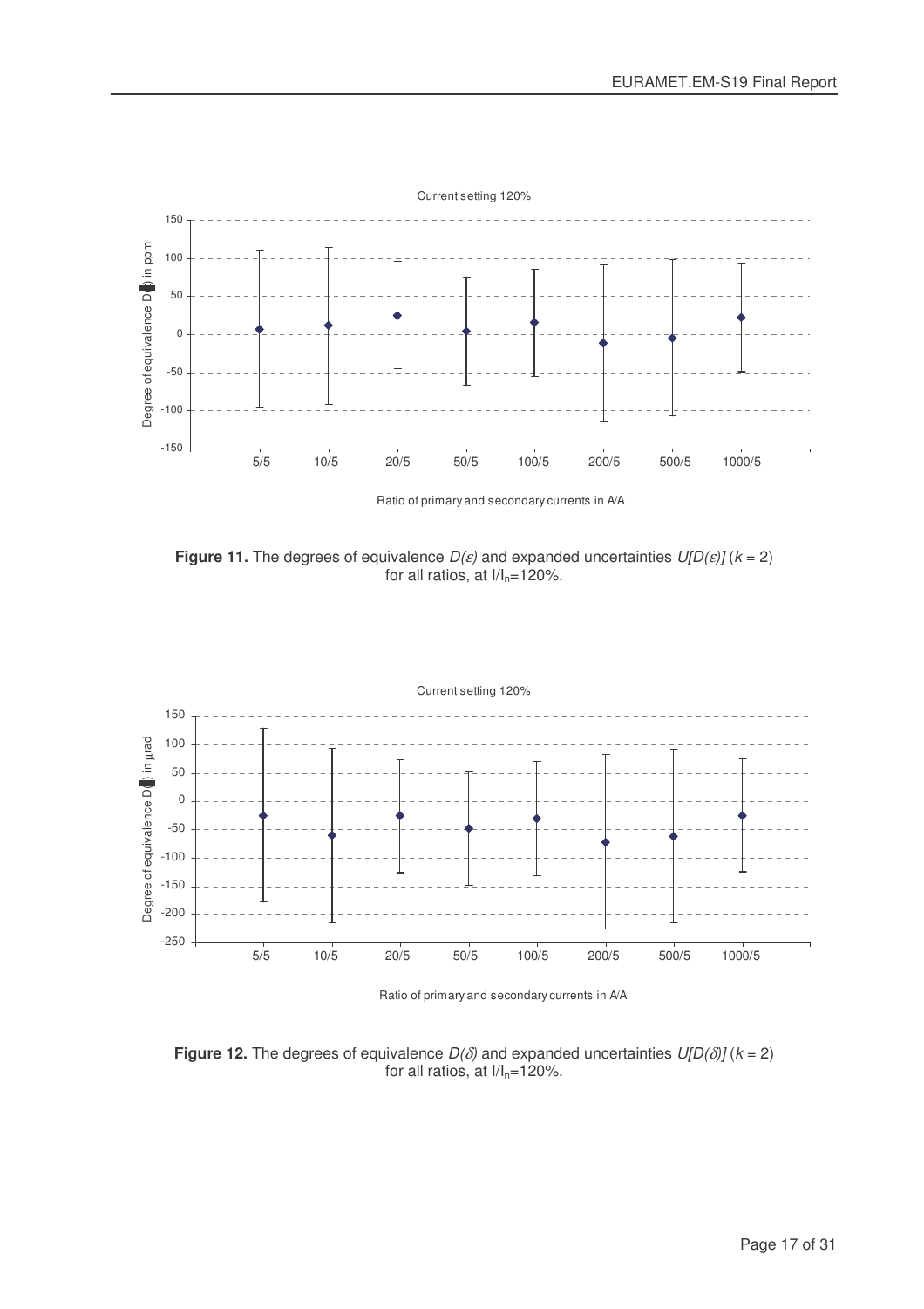**Figure 11.** The degrees of equivalence $D(\varepsilon)$ and expanded uncertainties $U[D(\varepsilon)]$ ($k$ = 2) for all ratios, at $I/I_n$=120%.

**Figure 12.** The degrees of equivalence $D(\delta)$ and expanded uncertainties $U[D(\delta)]$ ($k$ = 2) for all ratios, at $I/I_n$=120%.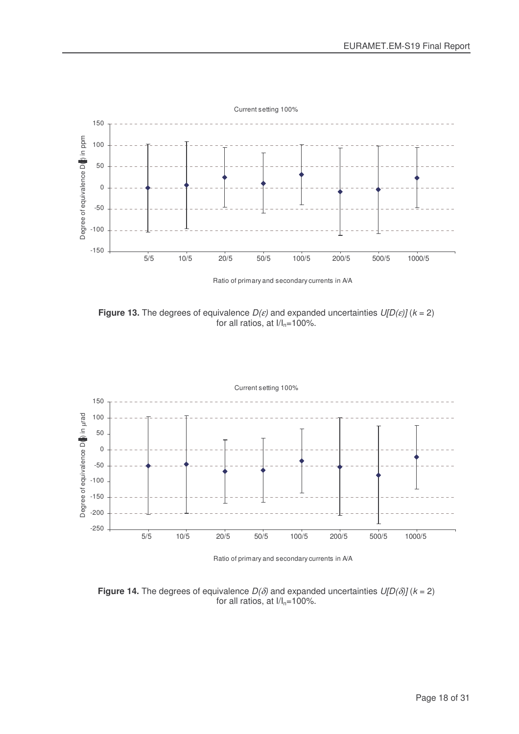**Figure 13.** The degrees of equivalence $D(\varepsilon)$ and expanded uncertainties $U[D(\varepsilon)]$ ($k$ = 2) for all ratios, at $I/I_n$=100%.

**Figure 14.** The degrees of equivalence $D(\delta)$ and expanded uncertainties $U[D(\delta)]$ ($k$ = 2) for all ratios, at $I/I_n$=100%.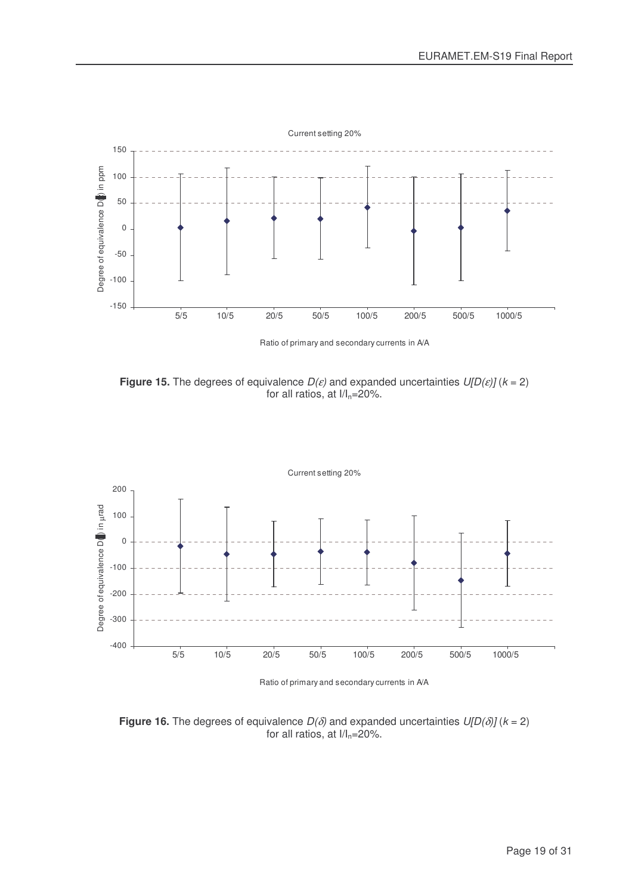**Figure 15.** The degrees of equivalence $D(\varepsilon)$ and expanded uncertainties $U[D(\varepsilon)]$ ($k$ = 2) for all ratios, at $I/I_n$=20%.

**Figure 16.** The degrees of equivalence $D(\delta)$ and expanded uncertainties $U[D(\delta)]$ ($k$ = 2) for all ratios, at $I/I_n$=20%.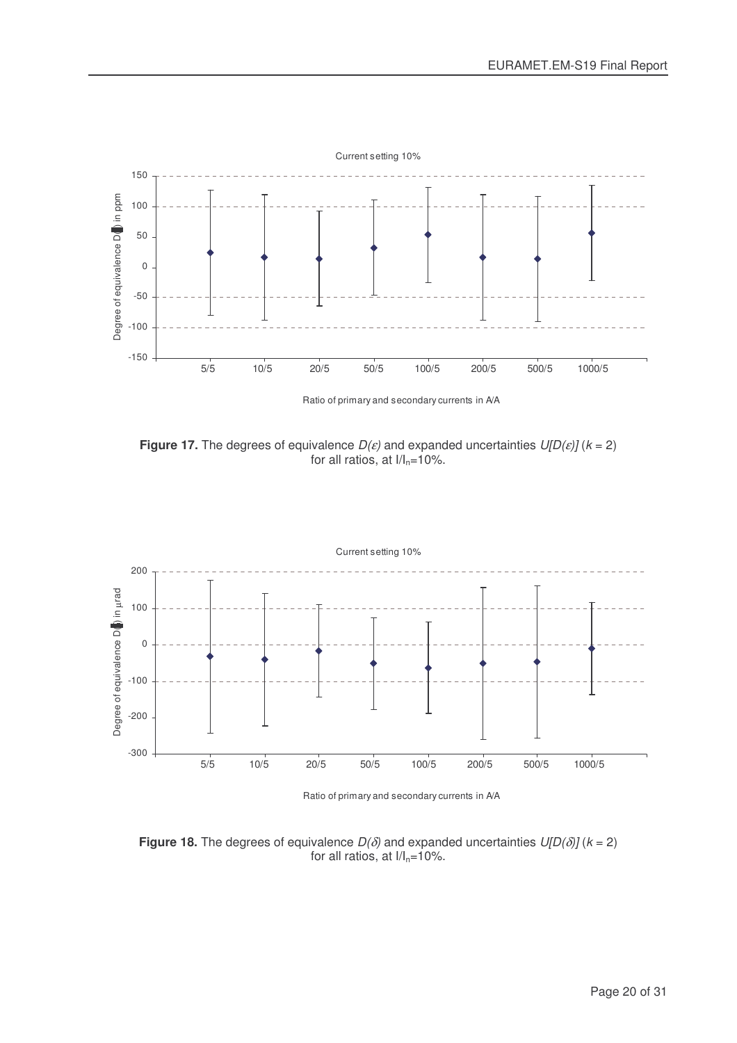Current setting 10%

**Figure 17.** The degrees of equivalence $D(\varepsilon)$ and expanded uncertainties $U[D(\varepsilon)]$ ($k = 2$) for all ratios, at $I/I_n$=10%.

Current setting 10%

**Figure 18.** The degrees of equivalence $D(\delta)$ and expanded uncertainties $U[D(\delta)]$ ($k = 2$) for all ratios, at $I/I_n$=10%.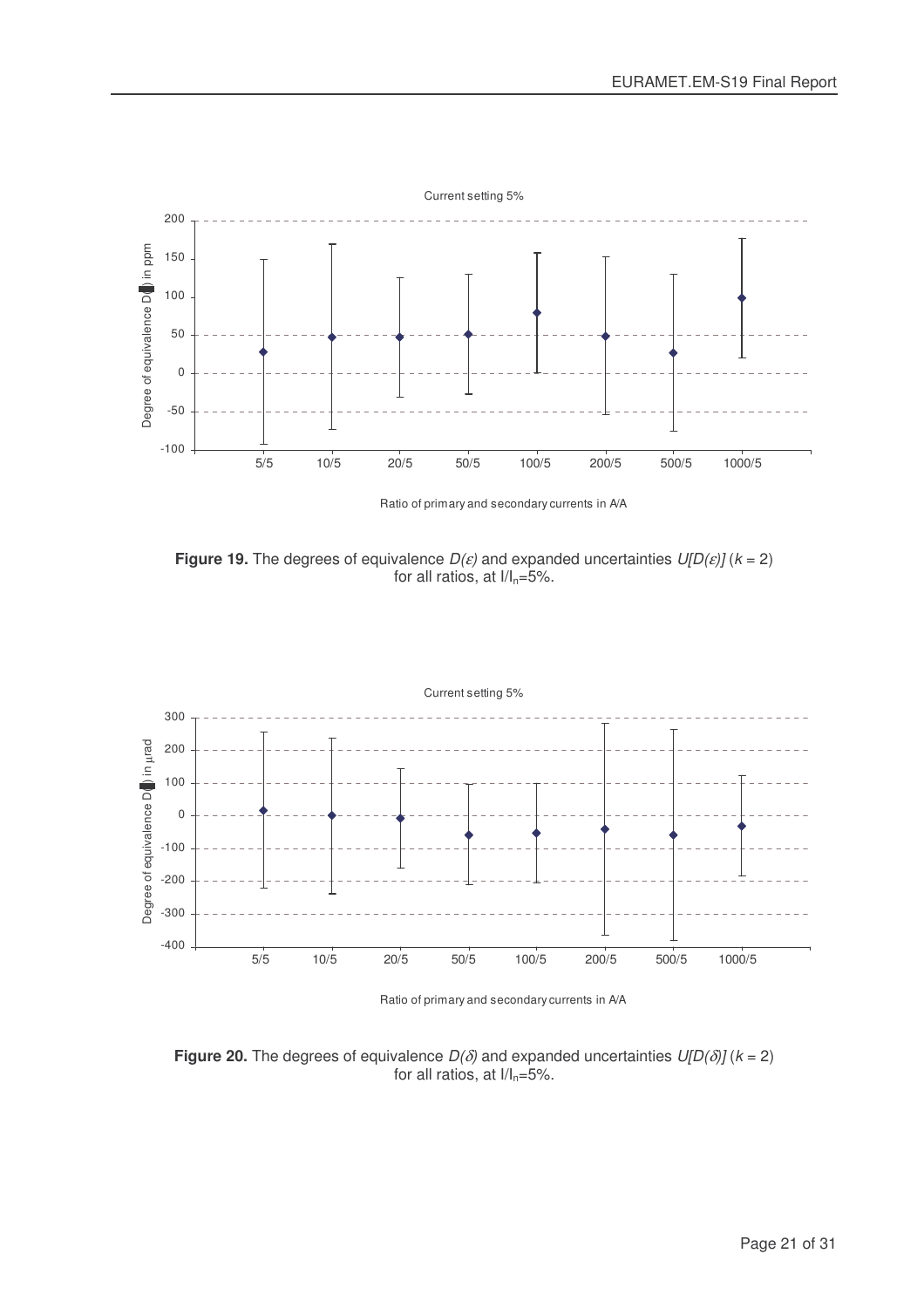**Figure 19.** The degrees of equivalence $D(\varepsilon)$ and expanded uncertainties $U[D(\varepsilon)]$ ($k$ = 2) for all ratios, at $I/I_n$=5%.

**Figure 20.** The degrees of equivalence $D(\delta)$ and expanded uncertainties $U[D(\delta)]$ ($k$ = 2) for all ratios, at $I/I_n$=5%.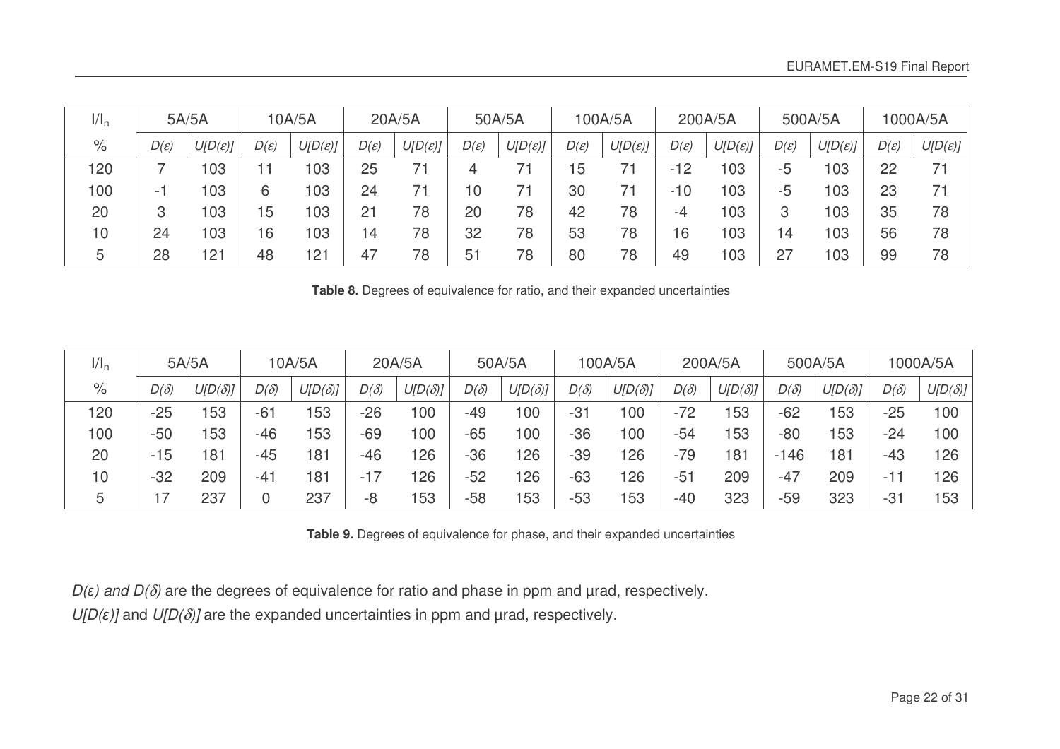| $I/I_n$ | 5A/5A | | 10A/5A | | 20A/5A | | 50A/5A | | 100A/5A | | 200A/5A | | 500A/5A | | 1000A/5A | |
|---|---|---|---|---|---|---|---|---|---|---|---|---|---|---|---|---|
| % | $D(\varepsilon)$ | $U[D(\varepsilon)]$ | $D(\varepsilon)$ | $U[D(\varepsilon)]$ | $D(\varepsilon)$ | $U[D(\varepsilon)]$ | $D(\varepsilon)$ | $U[D(\varepsilon)]$ | $D(\varepsilon)$ | $U[D(\varepsilon)]$ | $D(\varepsilon)$ | $U[D(\varepsilon)]$ | $D(\varepsilon)$ | $U[D(\varepsilon)]$ | $D(\varepsilon)$ | $U[D(\varepsilon)]$ |
| 120 | 7 | 103 | 11 | 103 | 25 | 71 | 4 | 71 | 15 | 71 | -12 | 103 | -5 | 103 | 22 | 71 |
| 100 | -1 | 103 | 6 | 103 | 24 | 71 | 10 | 71 | 30 | 71 | -10 | 103 | -5 | 103 | 23 | 71 |
| 20 | 3 | 103 | 15 | 103 | 21 | 78 | 20 | 78 | 42 | 78 | -4 | 103 | 3 | 103 | 35 | 78 |
| 10 | 24 | 103 | 16 | 103 | 14 | 78 | 32 | 78 | 53 | 78 | 16 | 103 | 14 | 103 | 56 | 78 |
| 5 | 28 | 121 | 48 | 121 | 47 | 78 | 51 | 78 | 80 | 78 | 49 | 103 | 27 | 103 | 99 | 78 |

**Table 8.** Degrees of equivalence for ratio, and their expanded uncertainties

| $I/I_n$ | 5A/5A | | 10A/5A | | 20A/5A | | 50A/5A | | 100A/5A | | 200A/5A | | 500A/5A | | 1000A/5A | |
|---|---|---|---|---|---|---|---|---|---|---|---|---|---|---|---|---|
| % | $D(\delta)$ | $U[D(\delta)]$ | $D(\delta)$ | $U[D(\delta)]$ | $D(\delta)$ | $U[D(\delta)]$ | $D(\delta)$ | $U[D(\delta)]$ | $D(\delta)$ | $U[D(\delta)]$ | $D(\delta)$ | $U[D(\delta)]$ | $D(\delta)$ | $U[D(\delta)]$ | $D(\delta)$ | $U[D(\delta)]$ |
| 120 | -25 | 153 | -61 | 153 | -26 | 100 | -49 | 100 | -31 | 100 | -72 | 153 | -62 | 153 | -25 | 100 |
| 100 | -50 | 153 | -46 | 153 | -69 | 100 | -65 | 100 | -36 | 100 | -54 | 153 | -80 | 153 | -24 | 100 |
| 20 | -15 | 181 | -45 | 181 | -46 | 126 | -36 | 126 | -39 | 126 | -79 | 181 | -146 | 181 | -43 | 126 |
| 10 | -32 | 209 | -41 | 181 | -17 | 126 | -52 | 126 | -63 | 126 | -51 | 209 | -47 | 209 | -11 | 126 |
| 5 | 17 | 237 | 0 | 237 | -8 | 153 | -58 | 153 | -53 | 153 | -40 | 323 | -59 | 323 | -31 | 153 |

**Table 9.** Degrees of equivalence for phase, and their expanded uncertainties

*$D(\varepsilon)$ and $D(\delta)$* are the degrees of equivalence for ratio and phase in ppm and µrad, respectively.

*$U[D(\varepsilon)]$* and *$U[D(\delta)]$* are the expanded uncertainties in ppm and µrad, respectively.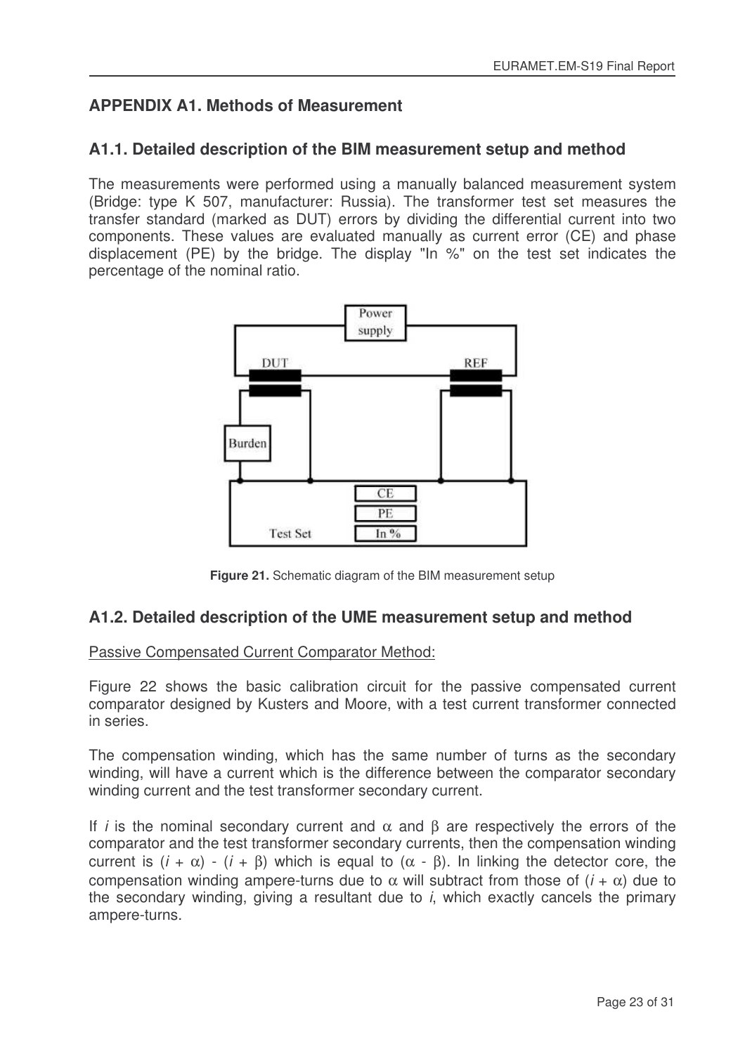## APPENDIX A1. Methods of Measurement

### A1.1. Detailed description of the BIM measurement setup and method

The measurements were performed using a manually balanced measurement system (Bridge: type K 507, manufacturer: Russia). The transformer test set measures the transfer standard (marked as DUT) errors by dividing the differential current into two components. These values are evaluated manually as current error (CE) and phase displacement (PE) by the bridge. The display "In %" on the test set indicates the percentage of the nominal ratio.

**Figure 21.** Schematic diagram of the BIM measurement setup

### A1.2. Detailed description of the UME measurement setup and method

Passive Compensated Current Comparator Method:

Figure 22 shows the basic calibration circuit for the passive compensated current comparator designed by Kusters and Moore, with a test current transformer connected in series.

The compensation winding, which has the same number of turns as the secondary winding, will have a current which is the difference between the comparator secondary winding current and the test transformer secondary current.

If $i$ is the nominal secondary current and $\alpha$ and $\beta$ are respectively the errors of the comparator and the test transformer secondary currents, then the compensation winding current is $(i + \alpha) - (i + \beta)$ which is equal to $(\alpha - \beta)$. In linking the detector core, the compensation winding ampere-turns due to $\alpha$ will subtract from those of $(i + \alpha)$ due to the secondary winding, giving a resultant due to $i$, which exactly cancels the primary ampere-turns.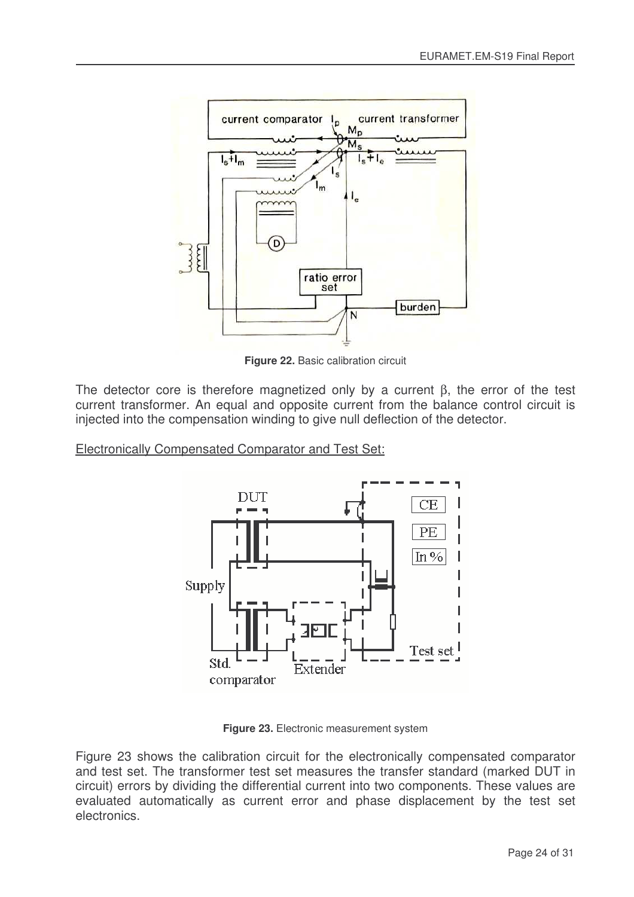Figure 22. Basic calibration circuit

The detector core is therefore magnetized only by a current β, the error of the test current transformer. An equal and opposite current from the balance control circuit is injected into the compensation winding to give null deflection of the detector.

<u>Electronically Compensated Comparator and Test Set:</u>

Figure 23. Electronic measurement system

Figure 23 shows the calibration circuit for the electronically compensated comparator and test set. The transformer test set measures the transfer standard (marked DUT in circuit) errors by dividing the differential current into two components. These values are evaluated automatically as current error and phase displacement by the test set electronics.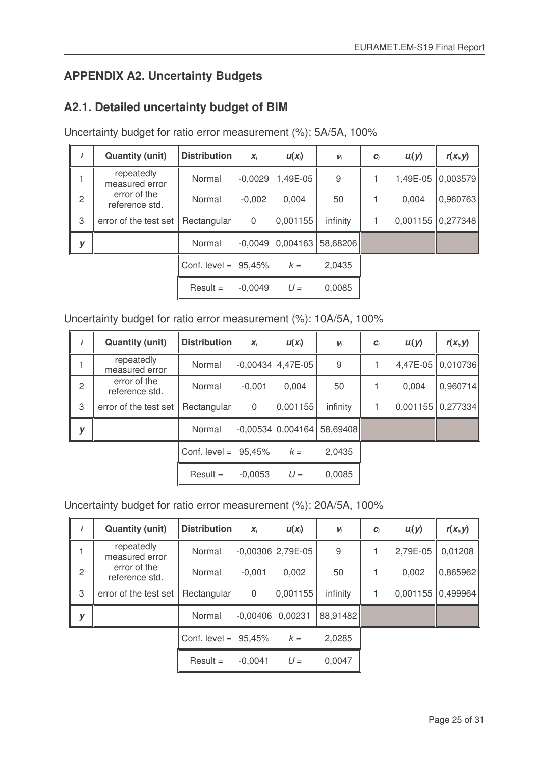## APPENDIX A2. Uncertainty Budgets

### A2.1. Detailed uncertainty budget of BIM

Uncertainty budget for ratio error measurement (%): 5A/5A, 100%

| $i$ | Quantity (unit) | Distribution | $x_i$ | $u(x_i)$ | $\nu_i$ | $c_i$ | $u_i(y)$ | $r(x_i,y)$ |
|---|---|---|---|---|---|---|---|---|
| 1 | repeatedly measured error | Normal | -0,0029 | 1,49E-05 | 9 | 1 | 1,49E-05 | 0,003579 |
| 2 | error of the reference std. | Normal | -0,002 | 0,004 | 50 | 1 | 0,004 | 0,960763 |
| 3 | error of the test set | Rectangular | 0 | 0,001155 | infinity | 1 | 0,001155 | 0,277348 |
| $y$ | | Normal | -0,0049 | 0,004163 | 58,68206 | | | |
| | | Conf. level = | 95,45% | $k$ = | 2,0435 | | | |
| | | Result = | -0,0049 | $U$ = | 0,0085 | | | |

Uncertainty budget for ratio error measurement (%): 10A/5A, 100%

| $i$ | Quantity (unit) | Distribution | $x_i$ | $u(x_i)$ | $\nu_i$ | $c_i$ | $u_i(y)$ | $r(x_i,y)$ |
|---|---|---|---|---|---|---|---|---|
| 1 | repeatedly measured error | Normal | -0,00434 | 4,47E-05 | 9 | 1 | 4,47E-05 | 0,010736 |
| 2 | error of the reference std. | Normal | -0,001 | 0,004 | 50 | 1 | 0,004 | 0,960714 |
| 3 | error of the test set | Rectangular | 0 | 0,001155 | infinity | 1 | 0,001155 | 0,277334 |
| $y$ | | Normal | -0,00534 | 0,004164 | 58,69408 | | | |
| | | Conf. level = | 95,45% | $k$ = | 2,0435 | | | |
| | | Result = | -0,0053 | $U$ = | 0,0085 | | | |

Uncertainty budget for ratio error measurement (%): 20A/5A, 100%

| $i$ | Quantity (unit) | Distribution | $x_i$ | $u(x_i)$ | $\nu_i$ | $c_i$ | $u_i(y)$ | $r(x_i,y)$ |
|---|---|---|---|---|---|---|---|---|
| 1 | repeatedly measured error | Normal | -0,00306 | 2,79E-05 | 9 | 1 | 2,79E-05 | 0,01208 |
| 2 | error of the reference std. | Normal | -0,001 | 0,002 | 50 | 1 | 0,002 | 0,865962 |
| 3 | error of the test set | Rectangular | 0 | 0,001155 | infinity | 1 | 0,001155 | 0,499964 |
| $y$ | | Normal | -0,00406 | 0,00231 | 88,91482 | | | |
| | | Conf. level = | 95,45% | $k$ = | 2,0285 | | | |
| | | Result = | -0,0041 | $U$ = | 0,0047 | | | |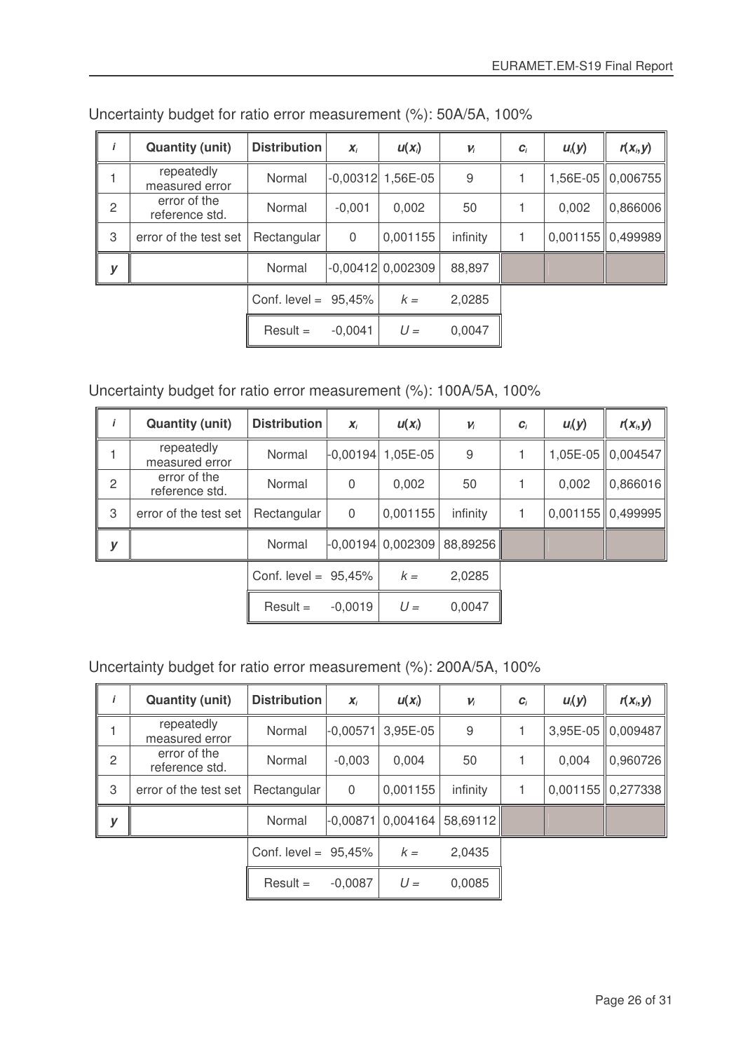Uncertainty budget for ratio error measurement (%): 50A/5A, 100%

| $i$ | Quantity (unit) | Distribution | $x_i$ | $u(x_i)$ | $\nu_i$ | $c_i$ | $u_i(y)$ | $r(x_i,y)$ |
|---|---|---|---|---|---|---|---|---|
| 1 | repeatedly measured error | Normal | -0,00312 | 1,56E-05 | 9 | 1 | 1,56E-05 | 0,006755 |
| 2 | error of the reference std. | Normal | -0,001 | 0,002 | 50 | 1 | 0,002 | 0,866006 |
| 3 | error of the test set | Rectangular | 0 | 0,001155 | infinity | 1 | 0,001155 | 0,499989 |
| $y$ | | Normal | -0,00412 | 0,002309 | 88,897 | | | |
| | | Conf. level = | 95,45% | $k$ = | 2,0285 | | | |
| | | Result = | -0,0041 | $U$ = | 0,0047 | | | |

Uncertainty budget for ratio error measurement (%): 100A/5A, 100%

| $i$ | Quantity (unit) | Distribution | $x_i$ | $u(x_i)$ | $\nu_i$ | $c_i$ | $u_i(y)$ | $r(x_i,y)$ |
|---|---|---|---|---|---|---|---|---|
| 1 | repeatedly measured error | Normal | -0,00194 | 1,05E-05 | 9 | 1 | 1,05E-05 | 0,004547 |
| 2 | error of the reference std. | Normal | 0 | 0,002 | 50 | 1 | 0,002 | 0,866016 |
| 3 | error of the test set | Rectangular | 0 | 0,001155 | infinity | 1 | 0,001155 | 0,499995 |
| $y$ | | Normal | -0,00194 | 0,002309 | 88,89256 | | | |
| | | Conf. level = | 95,45% | $k$ = | 2,0285 | | | |
| | | Result = | -0,0019 | $U$ = | 0,0047 | | | |

Uncertainty budget for ratio error measurement (%): 200A/5A, 100%

| $i$ | Quantity (unit) | Distribution | $x_i$ | $u(x_i)$ | $\nu_i$ | $c_i$ | $u_i(y)$ | $r(x_i,y)$ |
|---|---|---|---|---|---|---|---|---|
| 1 | repeatedly measured error | Normal | -0,00571 | 3,95E-05 | 9 | 1 | 3,95E-05 | 0,009487 |
| 2 | error of the reference std. | Normal | -0,003 | 0,004 | 50 | 1 | 0,004 | 0,960726 |
| 3 | error of the test set | Rectangular | 0 | 0,001155 | infinity | 1 | 0,001155 | 0,277338 |
| $y$ | | Normal | -0,00871 | 0,004164 | 58,69112 | | | |
| | | Conf. level = | 95,45% | $k$ = | 2,0435 | | | |
| | | Result = | -0,0087 | $U$ = | 0,0085 | | | |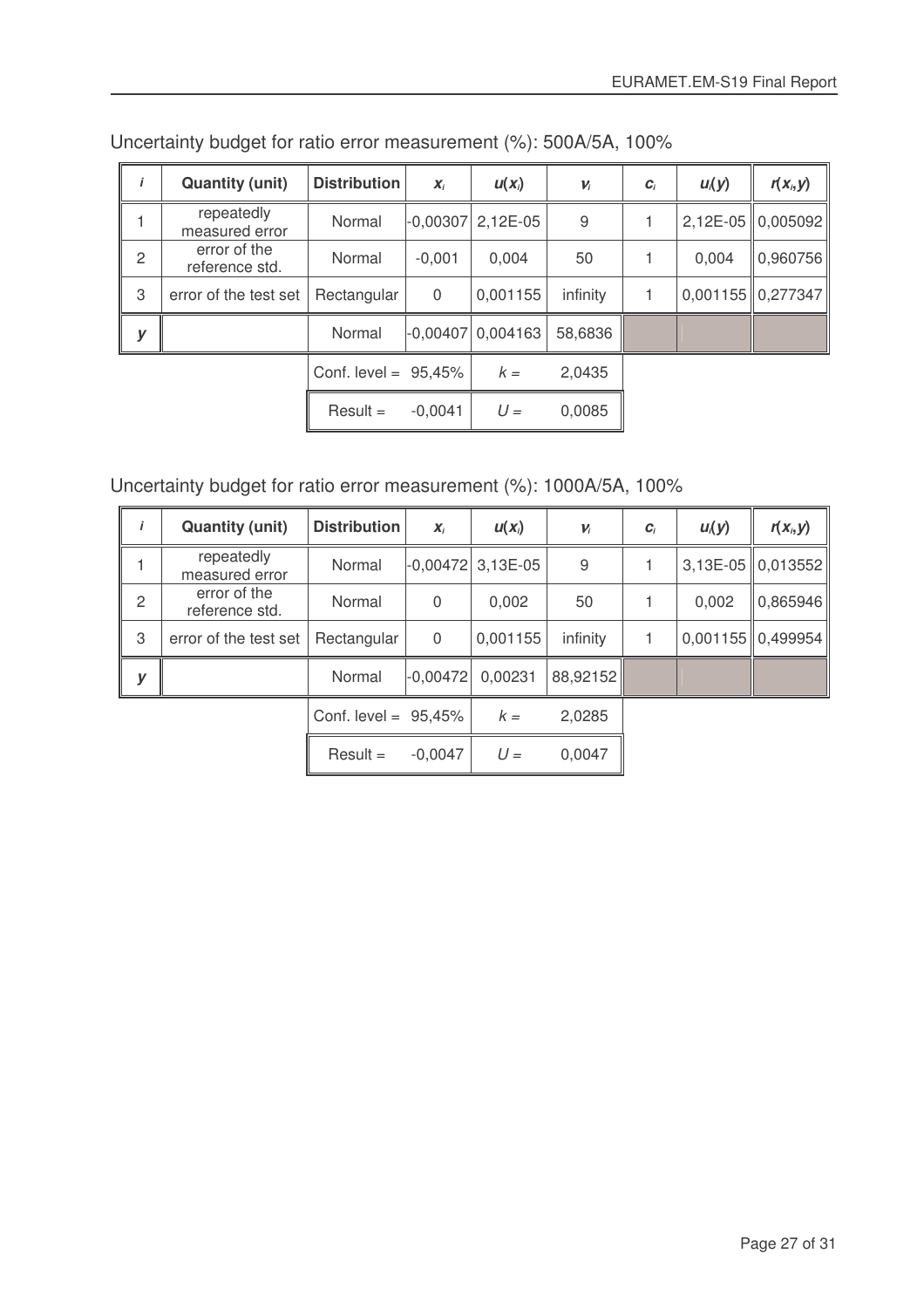Uncertainty budget for ratio error measurement (%): 500A/5A, 100%

| $i$ | Quantity (unit) | Distribution | $x_i$ | $u(x_i)$ | $\nu_i$ | $c_i$ | $u_i(y)$ | $r(x_i,y)$ |
|---|---|---|---|---|---|---|---|---|
| 1 | repeatedly measured error | Normal | -0,00307 | 2,12E-05 | 9 | 1 | 2,12E-05 | 0,005092 |
| 2 | error of the reference std. | Normal | -0,001 | 0,004 | 50 | 1 | 0,004 | 0,960756 |
| 3 | error of the test set | Rectangular | 0 | 0,001155 | infinity | 1 | 0,001155 | 0,277347 |
| $y$ | | Normal | -0,00407 | 0,004163 | 58,6836 | | | |
| | | Conf. level = | 95,45% | $k$ = | 2,0435 | | | |
| | | Result = | -0,0041 | $U$ = | 0,0085 | | | |

Uncertainty budget for ratio error measurement (%): 1000A/5A, 100%

| $i$ | Quantity (unit) | Distribution | $x_i$ | $u(x_i)$ | $\nu_i$ | $c_i$ | $u_i(y)$ | $r(x_i,y)$ |
|---|---|---|---|---|---|---|---|---|
| 1 | repeatedly measured error | Normal | -0,00472 | 3,13E-05 | 9 | 1 | 3,13E-05 | 0,013552 |
| 2 | error of the reference std. | Normal | 0 | 0,002 | 50 | 1 | 0,002 | 0,865946 |
| 3 | error of the test set | Rectangular | 0 | 0,001155 | infinity | 1 | 0,001155 | 0,499954 |
| $y$ | | Normal | -0,00472 | 0,00231 | 88,92152 | | | |
| | | Conf. level = | 95,45% | $k$ = | 2,0285 | | | |
| | | Result = | -0,0047 | $U$ = | 0,0047 | | | |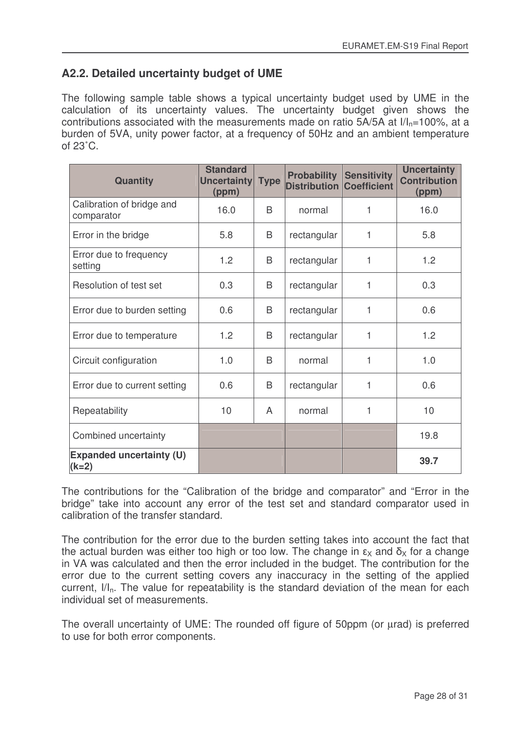## A2.2. Detailed uncertainty budget of UME

The following sample table shows a typical uncertainty budget used by UME in the calculation of its uncertainty values. The uncertainty budget given shows the contributions associated with the measurements made on ratio 5A/5A at $I/I_n$=100%, at a burden of 5VA, unity power factor, at a frequency of 50Hz and an ambient temperature of 23˚C.

| Quantity | Standard Uncertainty (ppm) | Type | Probability Distribution | Sensitivity Coefficient | Uncertainty Contribution (ppm) |
|---|---|---|---|---|---|
| Calibration of bridge and comparator | 16.0 | B | normal | 1 | 16.0 |
| Error in the bridge | 5.8 | B | rectangular | 1 | 5.8 |
| Error due to frequency setting | 1.2 | B | rectangular | 1 | 1.2 |
| Resolution of test set | 0.3 | B | rectangular | 1 | 0.3 |
| Error due to burden setting | 0.6 | B | rectangular | 1 | 0.6 |
| Error due to temperature | 1.2 | B | rectangular | 1 | 1.2 |
| Circuit configuration | 1.0 | B | normal | 1 | 1.0 |
| Error due to current setting | 0.6 | B | rectangular | 1 | 0.6 |
| Repeatability | 10 | A | normal | 1 | 10 |
| Combined uncertainty | | | | | 19.8 |
| **Expanded uncertainty (U) (k=2)** | | | | | **39.7** |

The contributions for the "Calibration of the bridge and comparator" and "Error in the bridge" take into account any error of the test set and standard comparator used in calibration of the transfer standard.

The contribution for the error due to the burden setting takes into account the fact that the actual burden was either too high or too low. The change in $\varepsilon_X$ and $\delta_X$ for a change in VA was calculated and then the error included in the budget. The contribution for the error due to the current setting covers any inaccuracy in the setting of the applied current, $I/I_n$. The value for repeatability is the standard deviation of the mean for each individual set of measurements.

The overall uncertainty of UME: The rounded off figure of 50ppm (or µrad) is preferred to use for both error components.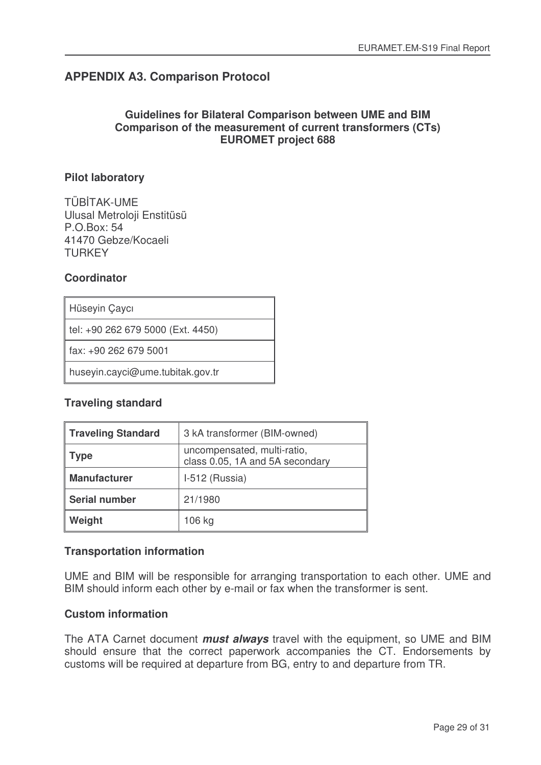## APPENDIX A3. Comparison Protocol

**Guidelines for Bilateral Comparison between UME and BIM**
**Comparison of the measurement of current transformers (CTs)**
**EUROMET project 688**

### Pilot laboratory

TÜBİTAK-UME
Ulusal Metroloji Enstitüsü
P.O.Box: 54
41470 Gebze/Kocaeli
TURKEY

### Coordinator

| Hüseyin Çaycı |
|---|
| tel: +90 262 679 5000 (Ext. 4450) |
| fax: +90 262 679 5001 |
| huseyin.cayci@ume.tubitak.gov.tr |

### Traveling standard

| **Traveling Standard** | 3 kA transformer (BIM-owned) |
|---|---|
| **Type** | uncompensated, multi-ratio, class 0.05, 1A and 5A secondary |
| **Manufacturer** | I-512 (Russia) |
| **Serial number** | 21/1980 |
| **Weight** | 106 kg |

### Transportation information

UME and BIM will be responsible for arranging transportation to each other. UME and BIM should inform each other by e-mail or fax when the transformer is sent.

### Custom information

The ATA Carnet document ***must always*** travel with the equipment, so UME and BIM should ensure that the correct paperwork accompanies the CT. Endorsements by customs will be required at departure from BG, entry to and departure from TR.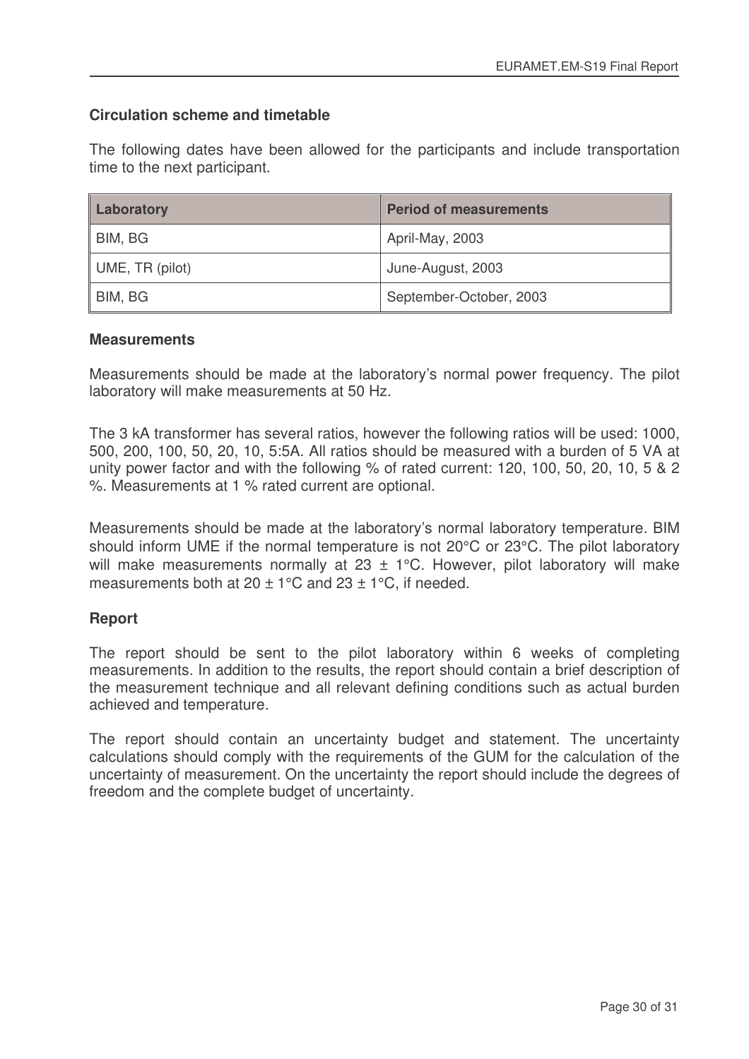### Circulation scheme and timetable

The following dates have been allowed for the participants and include transportation time to the next participant.

| Laboratory | Period of measurements |
|---|---|
| BIM, BG | April-May, 2003 |
| UME, TR (pilot) | June-August, 2003 |
| BIM, BG | September-October, 2003 |

### Measurements

Measurements should be made at the laboratory's normal power frequency. The pilot laboratory will make measurements at 50 Hz.

The 3 kA transformer has several ratios, however the following ratios will be used: 1000, 500, 200, 100, 50, 20, 10, 5:5A. All ratios should be measured with a burden of 5 VA at unity power factor and with the following % of rated current: 120, 100, 50, 20, 10, 5 & 2 %. Measurements at 1 % rated current are optional.

Measurements should be made at the laboratory's normal laboratory temperature. BIM should inform UME if the normal temperature is not 20°C or 23°C. The pilot laboratory will make measurements normally at 23 ± 1°C. However, pilot laboratory will make measurements both at 20 ± 1°C and 23 ± 1°C, if needed.

### Report

The report should be sent to the pilot laboratory within 6 weeks of completing measurements. In addition to the results, the report should contain a brief description of the measurement technique and all relevant defining conditions such as actual burden achieved and temperature.

The report should contain an uncertainty budget and statement. The uncertainty calculations should comply with the requirements of the GUM for the calculation of the uncertainty of measurement. On the uncertainty the report should include the degrees of freedom and the complete budget of uncertainty.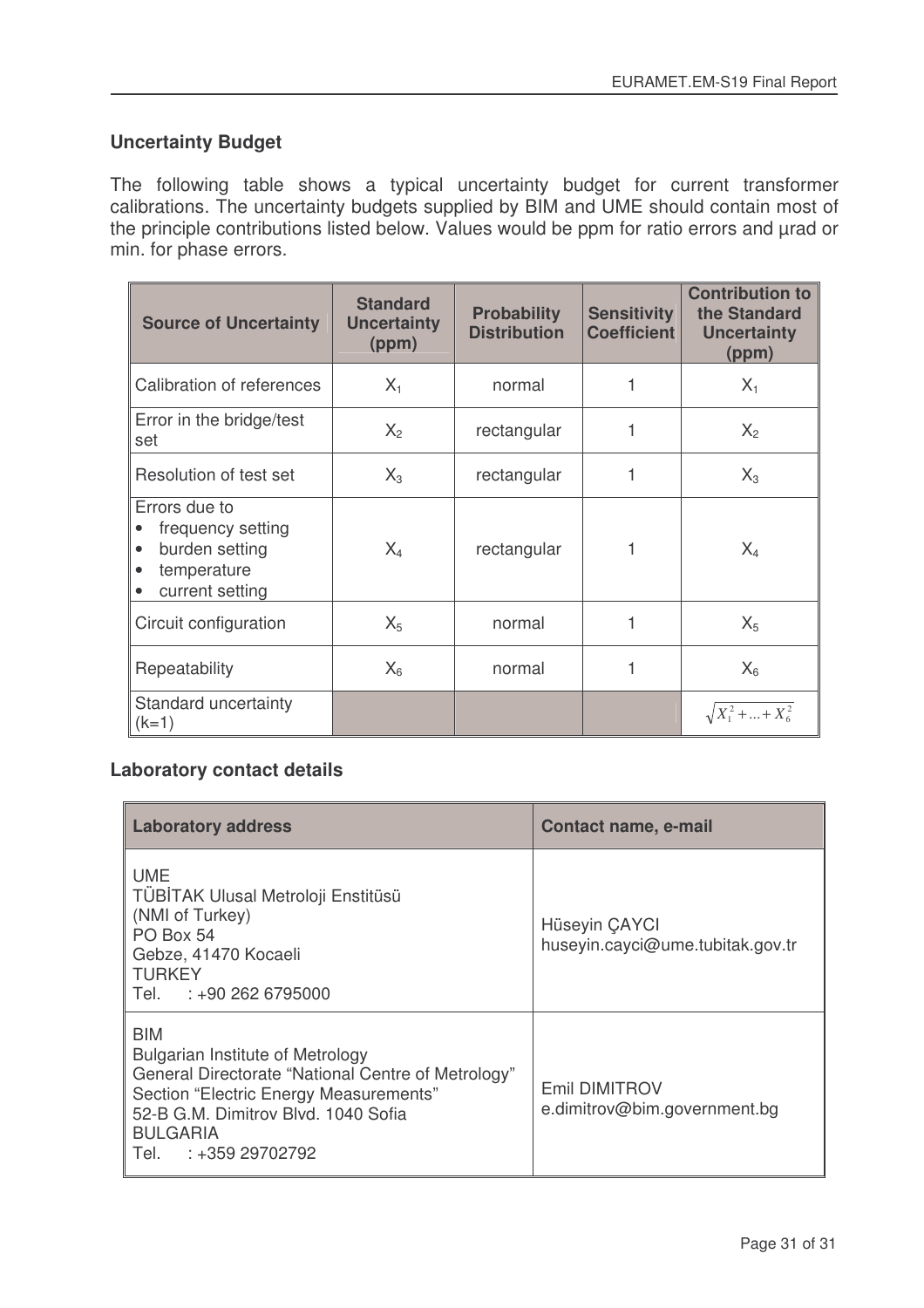## Uncertainty Budget

The following table shows a typical uncertainty budget for current transformer calibrations. The uncertainty budgets supplied by BIM and UME should contain most of the principle contributions listed below. Values would be ppm for ratio errors and µrad or min. for phase errors.

| Source of Uncertainty | Standard Uncertainty (ppm) | Probability Distribution | Sensitivity Coefficient | Contribution to the Standard Uncertainty (ppm) |
|---|---|---|---|---|
| Calibration of references | $X_1$ | normal | 1 | $X_1$ |
| Error in the bridge/test set | $X_2$ | rectangular | 1 | $X_2$ |
| Resolution of test set | $X_3$ | rectangular | 1 | $X_3$ |
| Errors due to<br>• frequency setting<br>• burden setting<br>• temperature<br>• current setting | $X_4$ | rectangular | 1 | $X_4$ |
| Circuit configuration | $X_5$ | normal | 1 | $X_5$ |
| Repeatability | $X_6$ | normal | 1 | $X_6$ |
| Standard uncertainty (k=1) | | | | $\sqrt{X_1^2 + ... + X_6^2}$ |

## Laboratory contact details

| Laboratory address | Contact name, e-mail |
|---|---|
| UME<br>TÜBİTAK Ulusal Metroloji Enstitüsü<br>(NMI of Turkey)<br>PO Box 54<br>Gebze, 41470 Kocaeli<br>TURKEY<br>Tel. : +90 262 6795000 | Hüseyin ÇAYCI<br>huseyin.cayci@ume.tubitak.gov.tr |
| BIM<br>Bulgarian Institute of Metrology<br>General Directorate "National Centre of Metrology"<br>Section "Electric Energy Measurements"<br>52-B G.M. Dimitrov Blvd. 1040 Sofia<br>BULGARIA<br>Tel. : +359 29702792 | Emil DIMITROV<br>e.dimitrov@bim.government.bg |